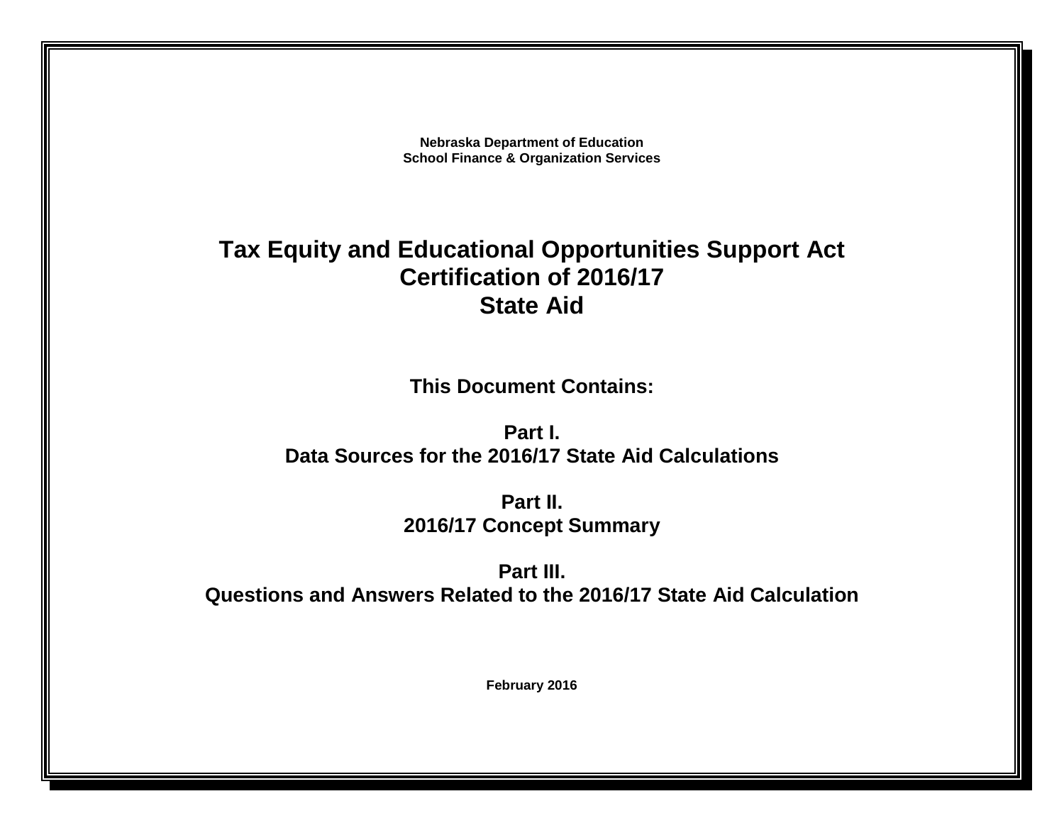**Nebraska Department of Education**
**School Finance & Organization Services**

# Tax Equity and Educational Opportunities Support Act Certification of 2016/17 State Aid

## This Document Contains:

**Part I.**
**Data Sources for the 2016/17 State Aid Calculations**

**Part II.**
**2016/17 Concept Summary**

**Part III.**
**Questions and Answers Related to the 2016/17 State Aid Calculation**

**February 2016**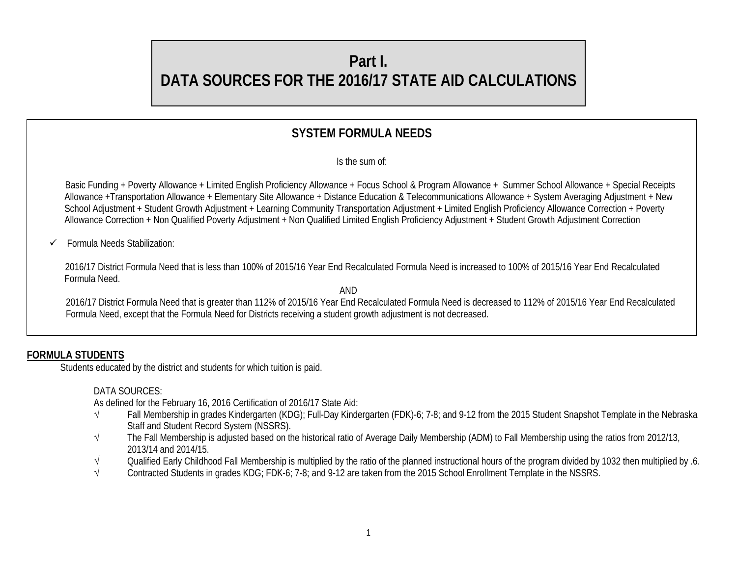# Part I.
# DATA SOURCES FOR THE 2016/17 STATE AID CALCULATIONS

## SYSTEM FORMULA NEEDS

Is the sum of:

Basic Funding + Poverty Allowance + Limited English Proficiency Allowance + Focus School & Program Allowance + Summer School Allowance + Special Receipts Allowance +Transportation Allowance + Elementary Site Allowance + Distance Education & Telecommunications Allowance + System Averaging Adjustment + New School Adjustment + Student Growth Adjustment + Learning Community Transportation Adjustment + Limited English Proficiency Allowance Correction + Poverty Allowance Correction + Non Qualified Poverty Adjustment + Non Qualified Limited English Proficiency Adjustment + Student Growth Adjustment Correction

✓ Formula Needs Stabilization:

2016/17 District Formula Need that is less than 100% of 2015/16 Year End Recalculated Formula Need is increased to 100% of 2015/16 Year End Recalculated Formula Need.

AND

2016/17 District Formula Need that is greater than 112% of 2015/16 Year End Recalculated Formula Need is decreased to 112% of 2015/16 Year End Recalculated Formula Need, except that the Formula Need for Districts receiving a student growth adjustment is not decreased.

**FORMULA STUDENTS**

Students educated by the district and students for which tuition is paid.

DATA SOURCES:
As defined for the February 16, 2016 Certification of 2016/17 State Aid:

- √ Fall Membership in grades Kindergarten (KDG); Full-Day Kindergarten (FDK)-6; 7-8; and 9-12 from the 2015 Student Snapshot Template in the Nebraska Staff and Student Record System (NSSRS).
- √ The Fall Membership is adjusted based on the historical ratio of Average Daily Membership (ADM) to Fall Membership using the ratios from 2012/13, 2013/14 and 2014/15.
- √ Qualified Early Childhood Fall Membership is multiplied by the ratio of the planned instructional hours of the program divided by 1032 then multiplied by .6.
- √ Contracted Students in grades KDG; FDK-6; 7-8; and 9-12 are taken from the 2015 School Enrollment Template in the NSSRS.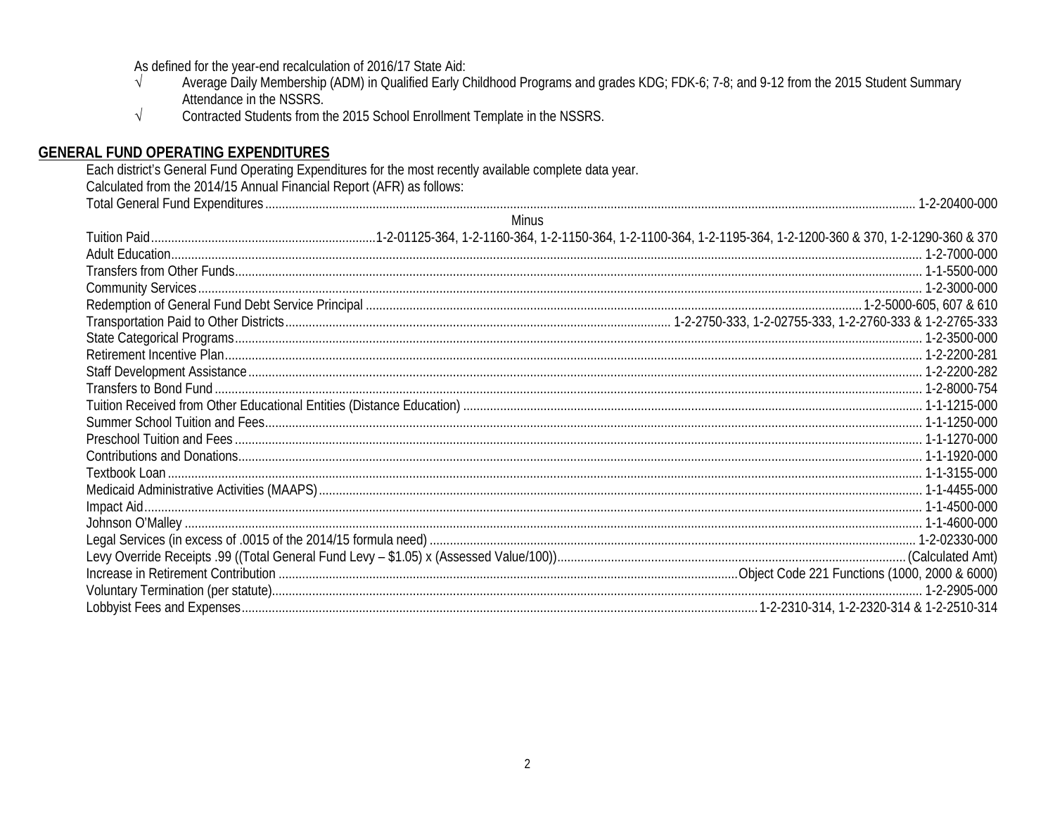As defined for the year-end recalculation of 2016/17 State Aid:

- √ Average Daily Membership (ADM) in Qualified Early Childhood Programs and grades KDG; FDK-6; 7-8; and 9-12 from the 2015 Student Summary Attendance in the NSSRS.
- √ Contracted Students from the 2015 School Enrollment Template in the NSSRS.

## GENERAL FUND OPERATING EXPENDITURES

Each district's General Fund Operating Expenditures for the most recently available complete data year.

Calculated from the 2014/15 Annual Financial Report (AFR) as follows:

| Item | Code |
|---|---|
| Total General Fund Expenditures | 1-2-20400-000 |
| Minus | |
| Tuition Paid | 1-2-01125-364, 1-2-1160-364, 1-2-1150-364, 1-2-1100-364, 1-2-1195-364, 1-2-1200-360 & 370, 1-2-1290-360 & 370 |
| Adult Education | 1-2-7000-000 |
| Transfers from Other Funds | 1-1-5500-000 |
| Community Services | 1-2-3000-000 |
| Redemption of General Fund Debt Service Principal | 1-2-5000-605, 607 & 610 |
| Transportation Paid to Other Districts | 1-2-2750-333, 1-2-02755-333, 1-2-2760-333 & 1-2-2765-333 |
| State Categorical Programs | 1-2-3500-000 |
| Retirement Incentive Plan | 1-2-2200-281 |
| Staff Development Assistance | 1-2-2200-282 |
| Transfers to Bond Fund | 1-2-8000-754 |
| Tuition Received from Other Educational Entities (Distance Education) | 1-1-1215-000 |
| Summer School Tuition and Fees | 1-1-1250-000 |
| Preschool Tuition and Fees | 1-1-1270-000 |
| Contributions and Donations | 1-1-1920-000 |
| Textbook Loan | 1-1-3155-000 |
| Medicaid Administrative Activities (MAAPS) | 1-1-4455-000 |
| Impact Aid | 1-1-4500-000 |
| Johnson O'Malley | 1-1-4600-000 |
| Legal Services (in excess of .0015 of the 2014/15 formula need) | 1-2-02330-000 |
| Levy Override Receipts .99 ((Total General Fund Levy – $1.05) x (Assessed Value/100)) | (Calculated Amt) |
| Increase in Retirement Contribution | Object Code 221 Functions (1000, 2000 & 6000) |
| Voluntary Termination (per statute) | 1-2-2905-000 |
| Lobbyist Fees and Expenses | 1-2-2310-314, 1-2-2320-314 & 1-2-2510-314 |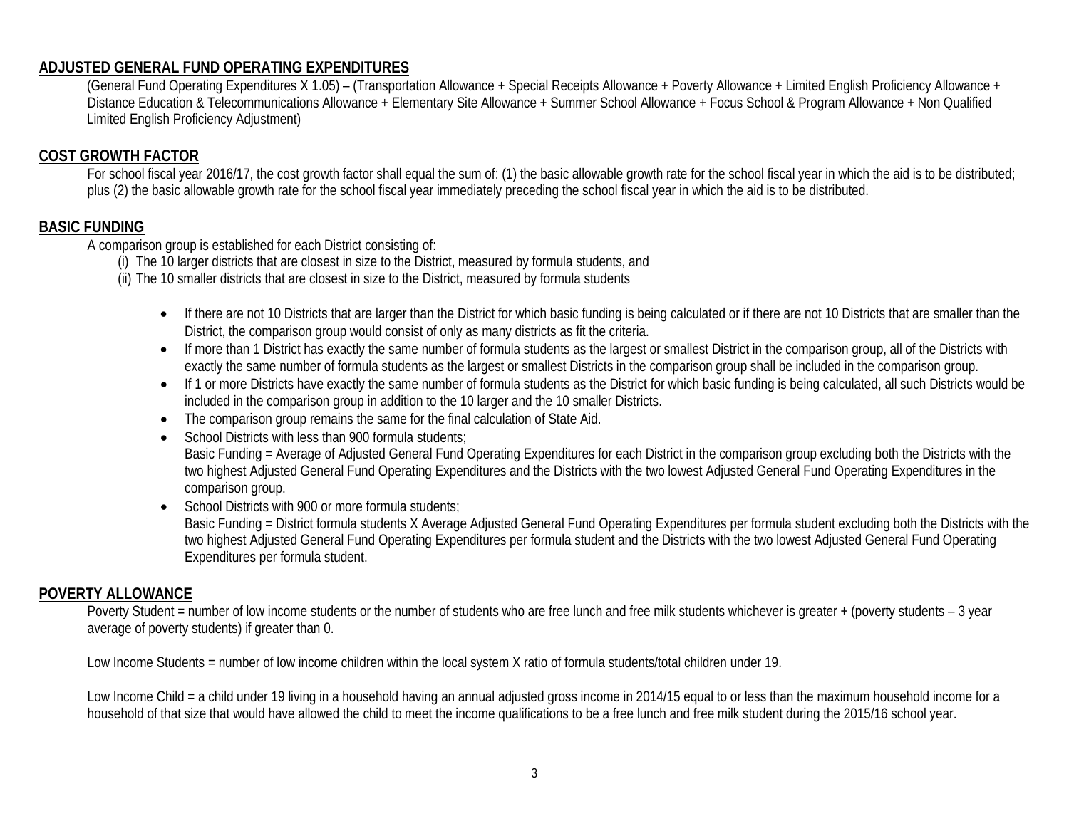## ADJUSTED GENERAL FUND OPERATING EXPENDITURES

(General Fund Operating Expenditures X 1.05) – (Transportation Allowance + Special Receipts Allowance + Poverty Allowance + Limited English Proficiency Allowance + Distance Education & Telecommunications Allowance + Elementary Site Allowance + Summer School Allowance + Focus School & Program Allowance + Non Qualified Limited English Proficiency Adjustment)

## COST GROWTH FACTOR

For school fiscal year 2016/17, the cost growth factor shall equal the sum of: (1) the basic allowable growth rate for the school fiscal year in which the aid is to be distributed; plus (2) the basic allowable growth rate for the school fiscal year immediately preceding the school fiscal year in which the aid is to be distributed.

## BASIC FUNDING

A comparison group is established for each District consisting of:

(i) The 10 larger districts that are closest in size to the District, measured by formula students, and

(ii) The 10 smaller districts that are closest in size to the District, measured by formula students

- If there are not 10 Districts that are larger than the District for which basic funding is being calculated or if there are not 10 Districts that are smaller than the District, the comparison group would consist of only as many districts as fit the criteria.
- If more than 1 District has exactly the same number of formula students as the largest or smallest District in the comparison group, all of the Districts with exactly the same number of formula students as the largest or smallest Districts in the comparison group shall be included in the comparison group.
- If 1 or more Districts have exactly the same number of formula students as the District for which basic funding is being calculated, all such Districts would be included in the comparison group in addition to the 10 larger and the 10 smaller Districts.
- The comparison group remains the same for the final calculation of State Aid.
- School Districts with less than 900 formula students;
  Basic Funding = Average of Adjusted General Fund Operating Expenditures for each District in the comparison group excluding both the Districts with the two highest Adjusted General Fund Operating Expenditures and the Districts with the two lowest Adjusted General Fund Operating Expenditures in the comparison group.
- School Districts with 900 or more formula students;
  Basic Funding = District formula students X Average Adjusted General Fund Operating Expenditures per formula student excluding both the Districts with the two highest Adjusted General Fund Operating Expenditures per formula student and the Districts with the two lowest Adjusted General Fund Operating Expenditures per formula student.

## POVERTY ALLOWANCE

Poverty Student = number of low income students or the number of students who are free lunch and free milk students whichever is greater + (poverty students – 3 year average of poverty students) if greater than 0.

Low Income Students = number of low income children within the local system X ratio of formula students/total children under 19.

Low Income Child = a child under 19 living in a household having an annual adjusted gross income in 2014/15 equal to or less than the maximum household income for a household of that size that would have allowed the child to meet the income qualifications to be a free lunch and free milk student during the 2015/16 school year.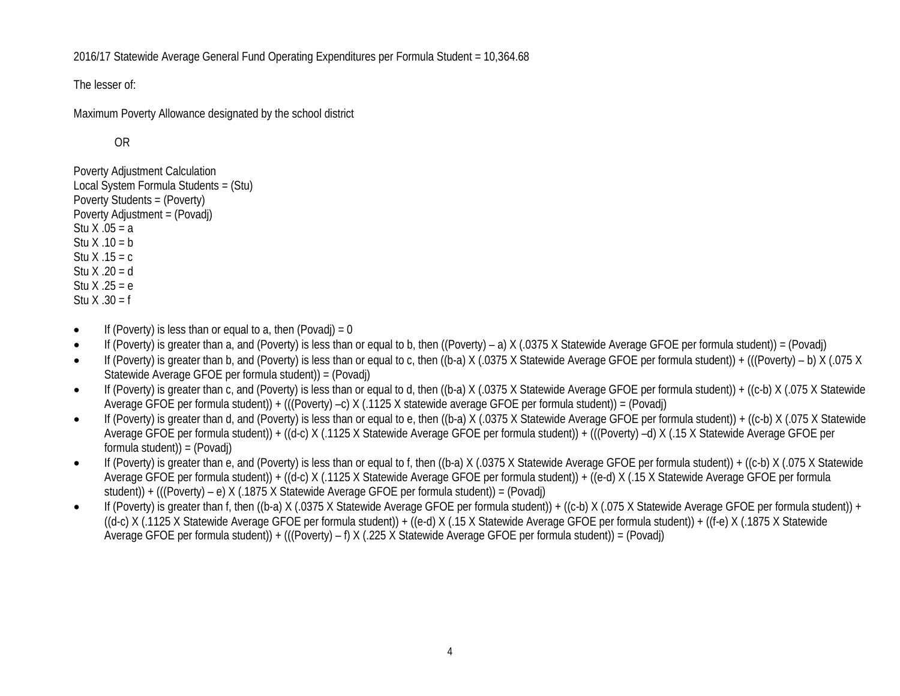2016/17 Statewide Average General Fund Operating Expenditures per Formula Student = 10,364.68

The lesser of:

Maximum Poverty Allowance designated by the school district

OR

Poverty Adjustment Calculation
Local System Formula Students = (Stu)
Poverty Students = (Poverty)
Poverty Adjustment = (Povadj)
Stu X .05 = a
Stu X .10 = b
Stu X .15 = c
Stu X .20 = d
Stu X .25 = e
Stu X .30 = f

- If (Poverty) is less than or equal to a, then (Povadj) = 0
- If (Poverty) is greater than a, and (Poverty) is less than or equal to b, then ((Poverty) – a) X (.0375 X Statewide Average GFOE per formula student)) = (Povadj)
- If (Poverty) is greater than b, and (Poverty) is less than or equal to c, then ((b-a) X (.0375 X Statewide Average GFOE per formula student)) + (((Poverty) – b) X (.075 X Statewide Average GFOE per formula student)) = (Povadj)
- If (Poverty) is greater than c, and (Poverty) is less than or equal to d, then ((b-a) X (.0375 X Statewide Average GFOE per formula student)) + ((c-b) X (.075 X Statewide Average GFOE per formula student)) + (((Poverty) –c) X (.1125 X statewide average GFOE per formula student)) = (Povadj)
- If (Poverty) is greater than d, and (Poverty) is less than or equal to e, then ((b-a) X (.0375 X Statewide Average GFOE per formula student)) + ((c-b) X (.075 X Statewide Average GFOE per formula student)) + ((d-c) X (.1125 X Statewide Average GFOE per formula student)) + (((Poverty) –d) X (.15 X Statewide Average GFOE per formula student)) = (Povadj)
- If (Poverty) is greater than e, and (Poverty) is less than or equal to f, then ((b-a) X (.0375 X Statewide Average GFOE per formula student)) + ((c-b) X (.075 X Statewide Average GFOE per formula student)) + ((d-c) X (.1125 X Statewide Average GFOE per formula student)) + ((e-d) X (.15 X Statewide Average GFOE per formula student)) + (((Poverty) – e) X (.1875 X Statewide Average GFOE per formula student)) = (Povadj)
- If (Poverty) is greater than f, then ((b-a) X (.0375 X Statewide Average GFOE per formula student)) + ((c-b) X (.075 X Statewide Average GFOE per formula student)) + ((d-c) X (.1125 X Statewide Average GFOE per formula student)) + ((e-d) X (.15 X Statewide Average GFOE per formula student)) + ((f-e) X (.1875 X Statewide Average GFOE per formula student)) + (((Poverty) – f) X (.225 X Statewide Average GFOE per formula student)) = (Povadj)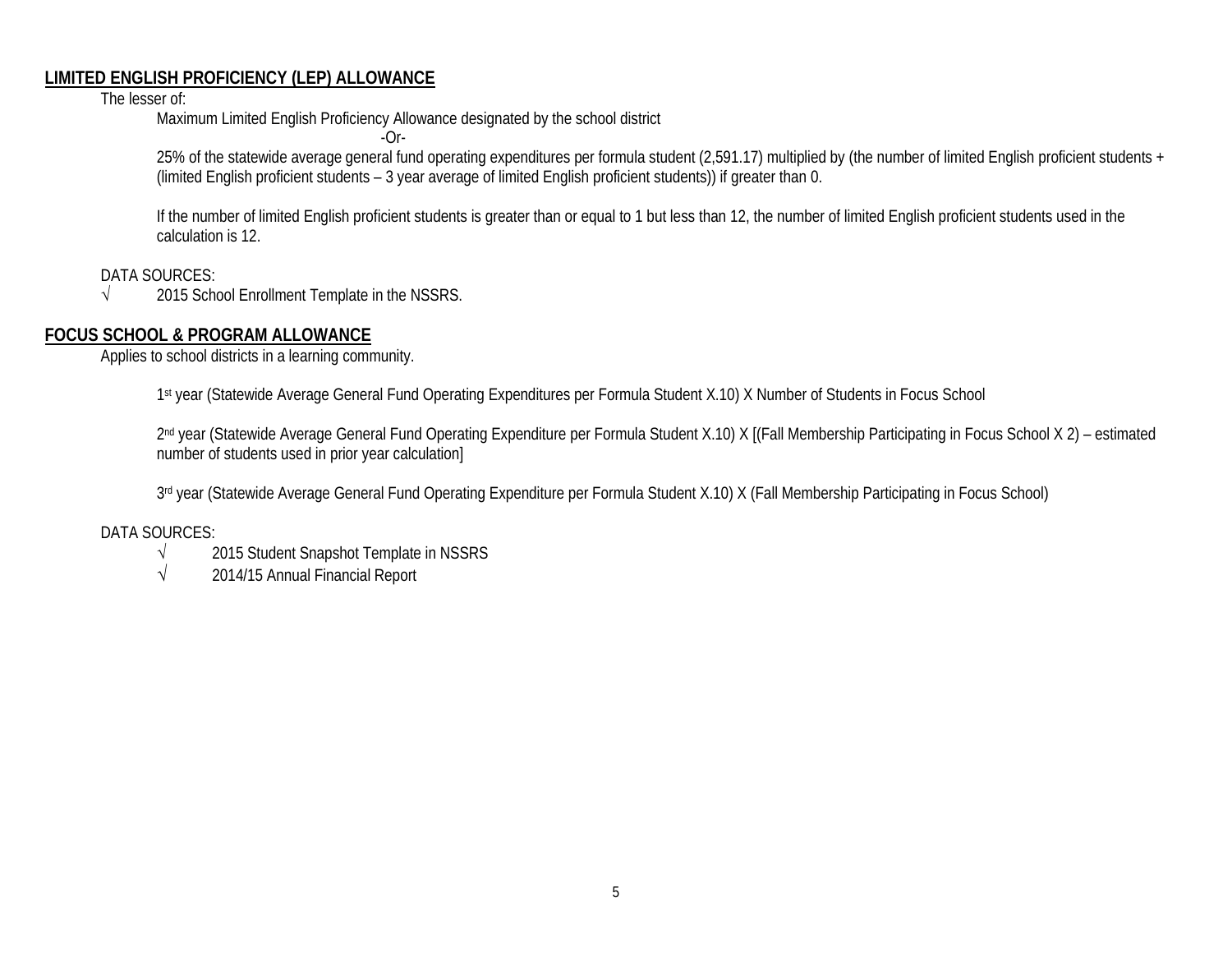## LIMITED ENGLISH PROFICIENCY (LEP) ALLOWANCE

The lesser of:

Maximum Limited English Proficiency Allowance designated by the school district

-Or-

25% of the statewide average general fund operating expenditures per formula student (2,591.17) multiplied by (the number of limited English proficient students + (limited English proficient students – 3 year average of limited English proficient students)) if greater than 0.

If the number of limited English proficient students is greater than or equal to 1 but less than 12, the number of limited English proficient students used in the calculation is 12.

DATA SOURCES:

- √ 2015 School Enrollment Template in the NSSRS.

## FOCUS SCHOOL & PROGRAM ALLOWANCE

Applies to school districts in a learning community.

1st year (Statewide Average General Fund Operating Expenditures per Formula Student X.10) X Number of Students in Focus School

2nd year (Statewide Average General Fund Operating Expenditure per Formula Student X.10) X [(Fall Membership Participating in Focus School X 2) – estimated number of students used in prior year calculation]

3rd year (Statewide Average General Fund Operating Expenditure per Formula Student X.10) X (Fall Membership Participating in Focus School)

DATA SOURCES:

- √ 2015 Student Snapshot Template in NSSRS
- √ 2014/15 Annual Financial Report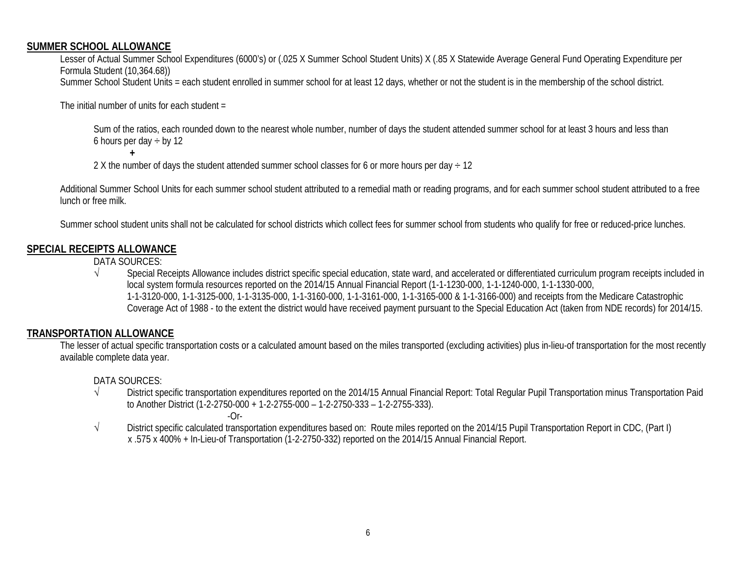## SUMMER SCHOOL ALLOWANCE

Lesser of Actual Summer School Expenditures (6000's) or (.025 X Summer School Student Units) X (.85 X Statewide Average General Fund Operating Expenditure per Formula Student (10,364.68))

Summer School Student Units = each student enrolled in summer school for at least 12 days, whether or not the student is in the membership of the school district.

The initial number of units for each student =

Sum of the ratios, each rounded down to the nearest whole number, number of days the student attended summer school for at least 3 hours and less than 6 hours per day ÷ by 12

**+**

2 X the number of days the student attended summer school classes for 6 or more hours per day ÷ 12

Additional Summer School Units for each summer school student attributed to a remedial math or reading programs, and for each summer school student attributed to a free lunch or free milk.

Summer school student units shall not be calculated for school districts which collect fees for summer school from students who qualify for free or reduced-price lunches.

## SPECIAL RECEIPTS ALLOWANCE

DATA SOURCES:

- √ Special Receipts Allowance includes district specific special education, state ward, and accelerated or differentiated curriculum program receipts included in local system formula resources reported on the 2014/15 Annual Financial Report (1-1-1230-000, 1-1-1240-000, 1-1-1330-000, 1-1-3120-000, 1-1-3125-000, 1-1-3135-000, 1-1-3160-000, 1-1-3161-000, 1-1-3165-000 & 1-1-3166-000) and receipts from the Medicare Catastrophic Coverage Act of 1988 - to the extent the district would have received payment pursuant to the Special Education Act (taken from NDE records) for 2014/15.

## TRANSPORTATION ALLOWANCE

The lesser of actual specific transportation costs or a calculated amount based on the miles transported (excluding activities) plus in-lieu-of transportation for the most recently available complete data year.

DATA SOURCES:

- √ District specific transportation expenditures reported on the 2014/15 Annual Financial Report: Total Regular Pupil Transportation minus Transportation Paid to Another District (1-2-2750-000 + 1-2-2755-000 – 1-2-2750-333 – 1-2-2755-333).

  -Or-

- √ District specific calculated transportation expenditures based on: Route miles reported on the 2014/15 Pupil Transportation Report in CDC, (Part I) x .575 x 400% + In-Lieu-of Transportation (1-2-2750-332) reported on the 2014/15 Annual Financial Report.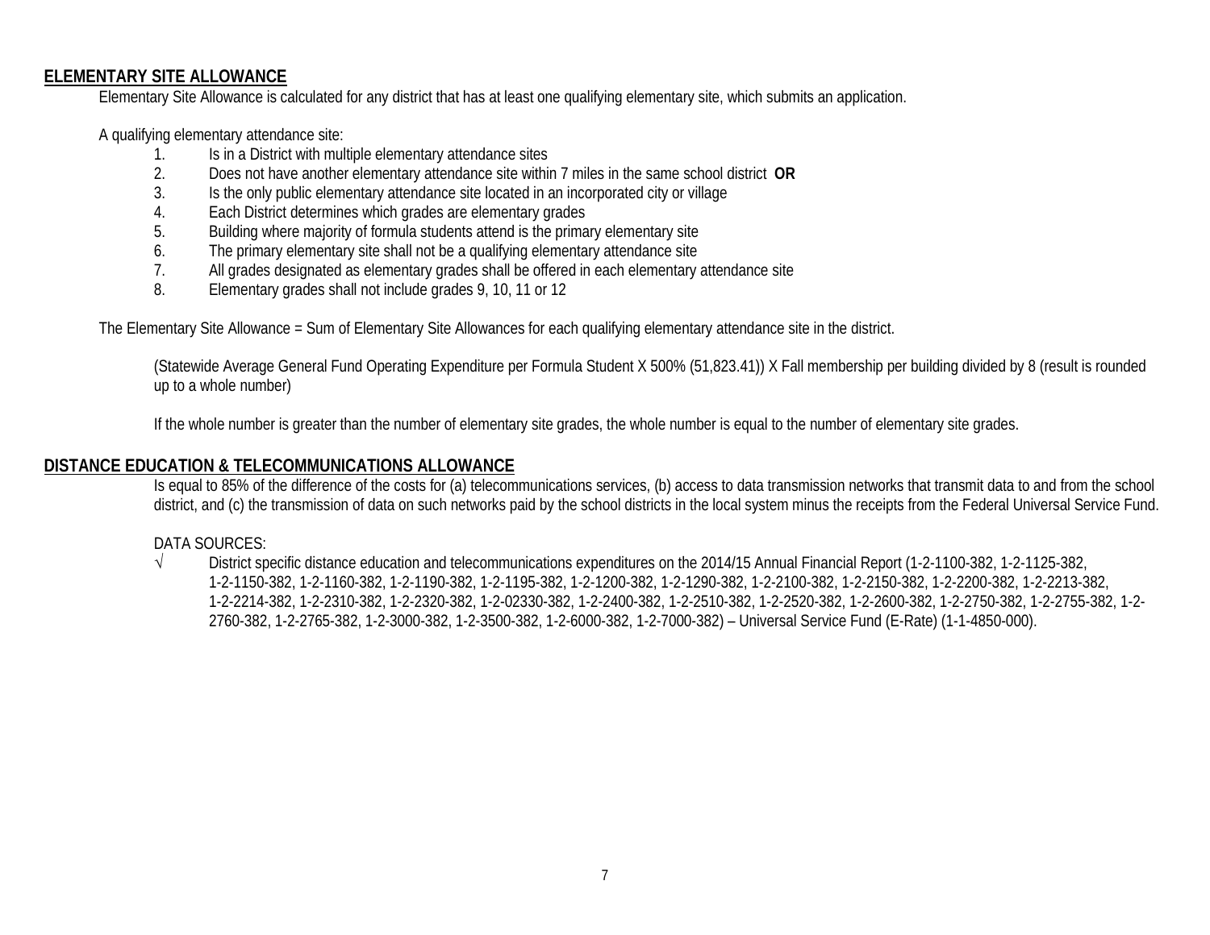## ELEMENTARY SITE ALLOWANCE

Elementary Site Allowance is calculated for any district that has at least one qualifying elementary site, which submits an application.

A qualifying elementary attendance site:

1. Is in a District with multiple elementary attendance sites
2. Does not have another elementary attendance site within 7 miles in the same school district **OR**
3. Is the only public elementary attendance site located in an incorporated city or village
4. Each District determines which grades are elementary grades
5. Building where majority of formula students attend is the primary elementary site
6. The primary elementary site shall not be a qualifying elementary attendance site
7. All grades designated as elementary grades shall be offered in each elementary attendance site
8. Elementary grades shall not include grades 9, 10, 11 or 12

The Elementary Site Allowance = Sum of Elementary Site Allowances for each qualifying elementary attendance site in the district.

(Statewide Average General Fund Operating Expenditure per Formula Student X 500% (51,823.41)) X Fall membership per building divided by 8 (result is rounded up to a whole number)

If the whole number is greater than the number of elementary site grades, the whole number is equal to the number of elementary site grades.

## DISTANCE EDUCATION & TELECOMMUNICATIONS ALLOWANCE

Is equal to 85% of the difference of the costs for (a) telecommunications services, (b) access to data transmission networks that transmit data to and from the school district, and (c) the transmission of data on such networks paid by the school districts in the local system minus the receipts from the Federal Universal Service Fund.

DATA SOURCES:

- √ District specific distance education and telecommunications expenditures on the 2014/15 Annual Financial Report (1-2-1100-382, 1-2-1125-382, 1-2-1150-382, 1-2-1160-382, 1-2-1190-382, 1-2-1195-382, 1-2-1200-382, 1-2-1290-382, 1-2-2100-382, 1-2-2150-382, 1-2-2200-382, 1-2-2213-382, 1-2-2214-382, 1-2-2310-382, 1-2-2320-382, 1-2-02330-382, 1-2-2400-382, 1-2-2510-382, 1-2-2520-382, 1-2-2600-382, 1-2-2750-382, 1-2-2755-382, 1-2-2760-382, 1-2-2765-382, 1-2-3000-382, 1-2-3500-382, 1-2-6000-382, 1-2-7000-382) – Universal Service Fund (E-Rate) (1-1-4850-000).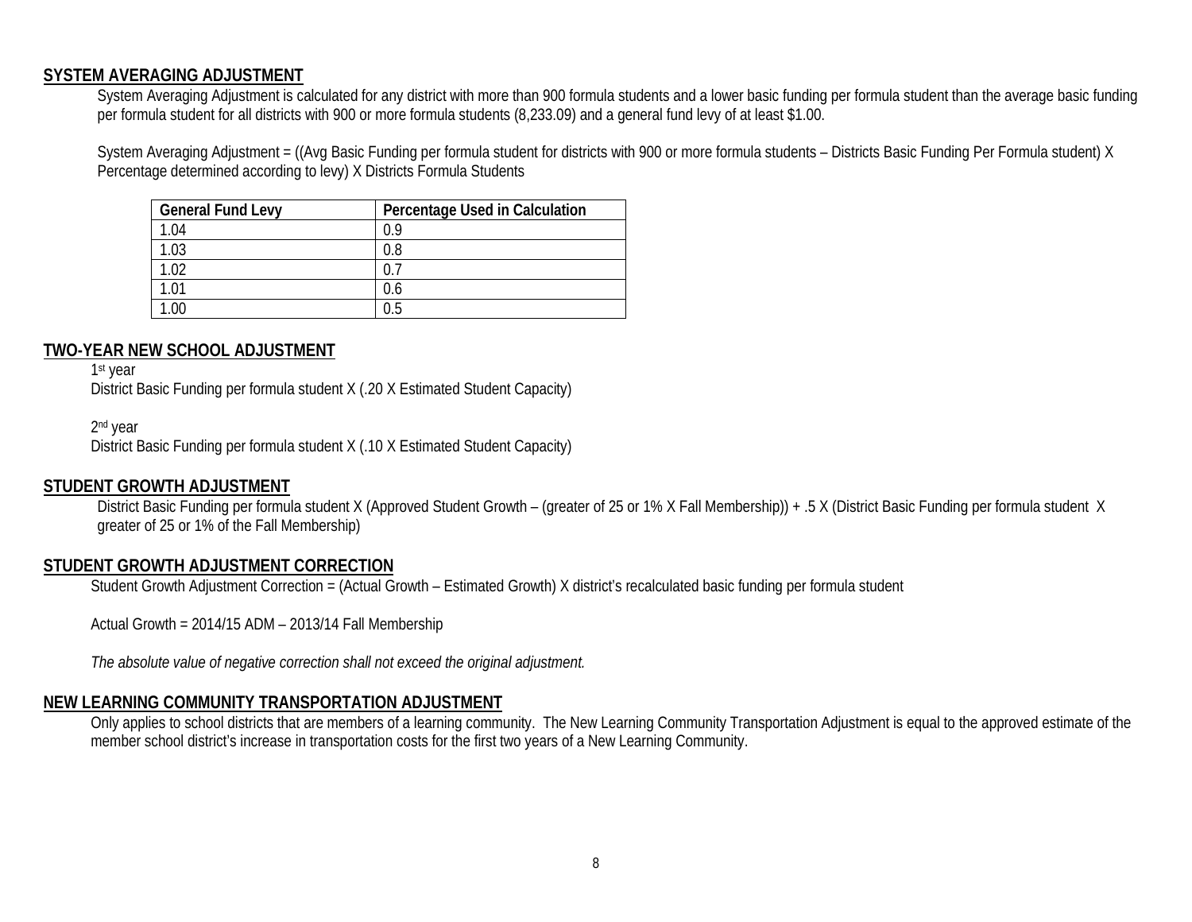## SYSTEM AVERAGING ADJUSTMENT

System Averaging Adjustment is calculated for any district with more than 900 formula students and a lower basic funding per formula student than the average basic funding per formula student for all districts with 900 or more formula students (8,233.09) and a general fund levy of at least $1.00.

System Averaging Adjustment = ((Avg Basic Funding per formula student for districts with 900 or more formula students – Districts Basic Funding Per Formula student) X Percentage determined according to levy) X Districts Formula Students

| General Fund Levy | Percentage Used in Calculation |
|---|---|
| 1.04 | 0.9 |
| 1.03 | 0.8 |
| 1.02 | 0.7 |
| 1.01 | 0.6 |
| 1.00 | 0.5 |

## TWO-YEAR NEW SCHOOL ADJUSTMENT

1st year
District Basic Funding per formula student X (.20 X Estimated Student Capacity)

2nd year
District Basic Funding per formula student X (.10 X Estimated Student Capacity)

## STUDENT GROWTH ADJUSTMENT

District Basic Funding per formula student X (Approved Student Growth – (greater of 25 or 1% X Fall Membership)) + .5 X (District Basic Funding per formula student X greater of 25 or 1% of the Fall Membership)

## STUDENT GROWTH ADJUSTMENT CORRECTION

Student Growth Adjustment Correction = (Actual Growth – Estimated Growth) X district's recalculated basic funding per formula student

Actual Growth = 2014/15 ADM – 2013/14 Fall Membership

*The absolute value of negative correction shall not exceed the original adjustment.*

## NEW LEARNING COMMUNITY TRANSPORTATION ADJUSTMENT

Only applies to school districts that are members of a learning community. The New Learning Community Transportation Adjustment is equal to the approved estimate of the member school district's increase in transportation costs for the first two years of a New Learning Community.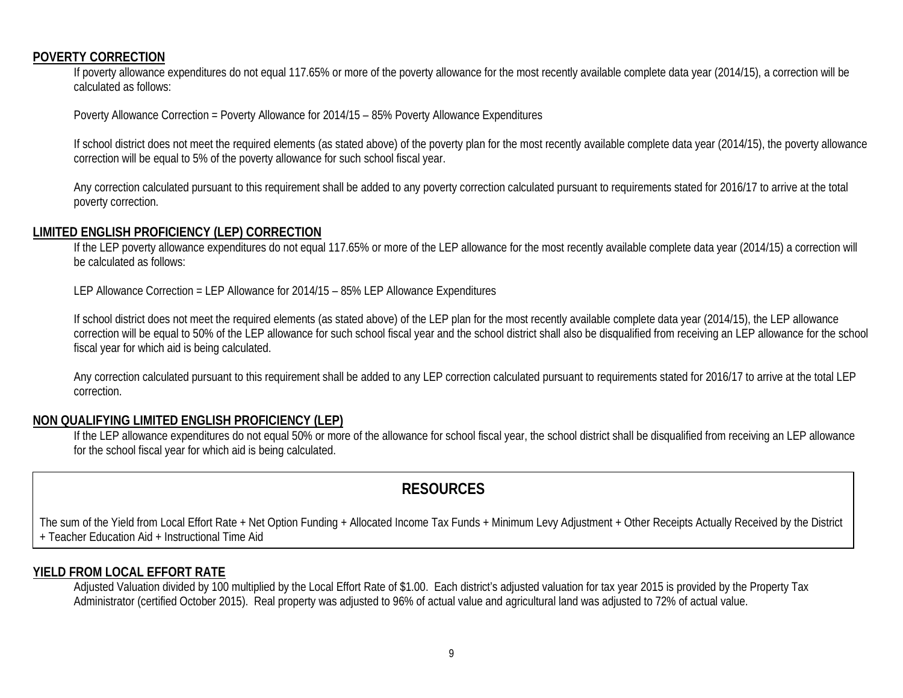## POVERTY CORRECTION

If poverty allowance expenditures do not equal 117.65% or more of the poverty allowance for the most recently available complete data year (2014/15), a correction will be calculated as follows:

Poverty Allowance Correction = Poverty Allowance for 2014/15 – 85% Poverty Allowance Expenditures

If school district does not meet the required elements (as stated above) of the poverty plan for the most recently available complete data year (2014/15), the poverty allowance correction will be equal to 5% of the poverty allowance for such school fiscal year.

Any correction calculated pursuant to this requirement shall be added to any poverty correction calculated pursuant to requirements stated for 2016/17 to arrive at the total poverty correction.

## LIMITED ENGLISH PROFICIENCY (LEP) CORRECTION

If the LEP poverty allowance expenditures do not equal 117.65% or more of the LEP allowance for the most recently available complete data year (2014/15) a correction will be calculated as follows:

LEP Allowance Correction = LEP Allowance for 2014/15 – 85% LEP Allowance Expenditures

If school district does not meet the required elements (as stated above) of the LEP plan for the most recently available complete data year (2014/15), the LEP allowance correction will be equal to 50% of the LEP allowance for such school fiscal year and the school district shall also be disqualified from receiving an LEP allowance for the school fiscal year for which aid is being calculated.

Any correction calculated pursuant to this requirement shall be added to any LEP correction calculated pursuant to requirements stated for 2016/17 to arrive at the total LEP correction.

## NON QUALIFYING LIMITED ENGLISH PROFICIENCY (LEP)

If the LEP allowance expenditures do not equal 50% or more of the allowance for school fiscal year, the school district shall be disqualified from receiving an LEP allowance for the school fiscal year for which aid is being calculated.

# RESOURCES

The sum of the Yield from Local Effort Rate + Net Option Funding + Allocated Income Tax Funds + Minimum Levy Adjustment + Other Receipts Actually Received by the District + Teacher Education Aid + Instructional Time Aid

## YIELD FROM LOCAL EFFORT RATE

Adjusted Valuation divided by 100 multiplied by the Local Effort Rate of $1.00. Each district's adjusted valuation for tax year 2015 is provided by the Property Tax Administrator (certified October 2015). Real property was adjusted to 96% of actual value and agricultural land was adjusted to 72% of actual value.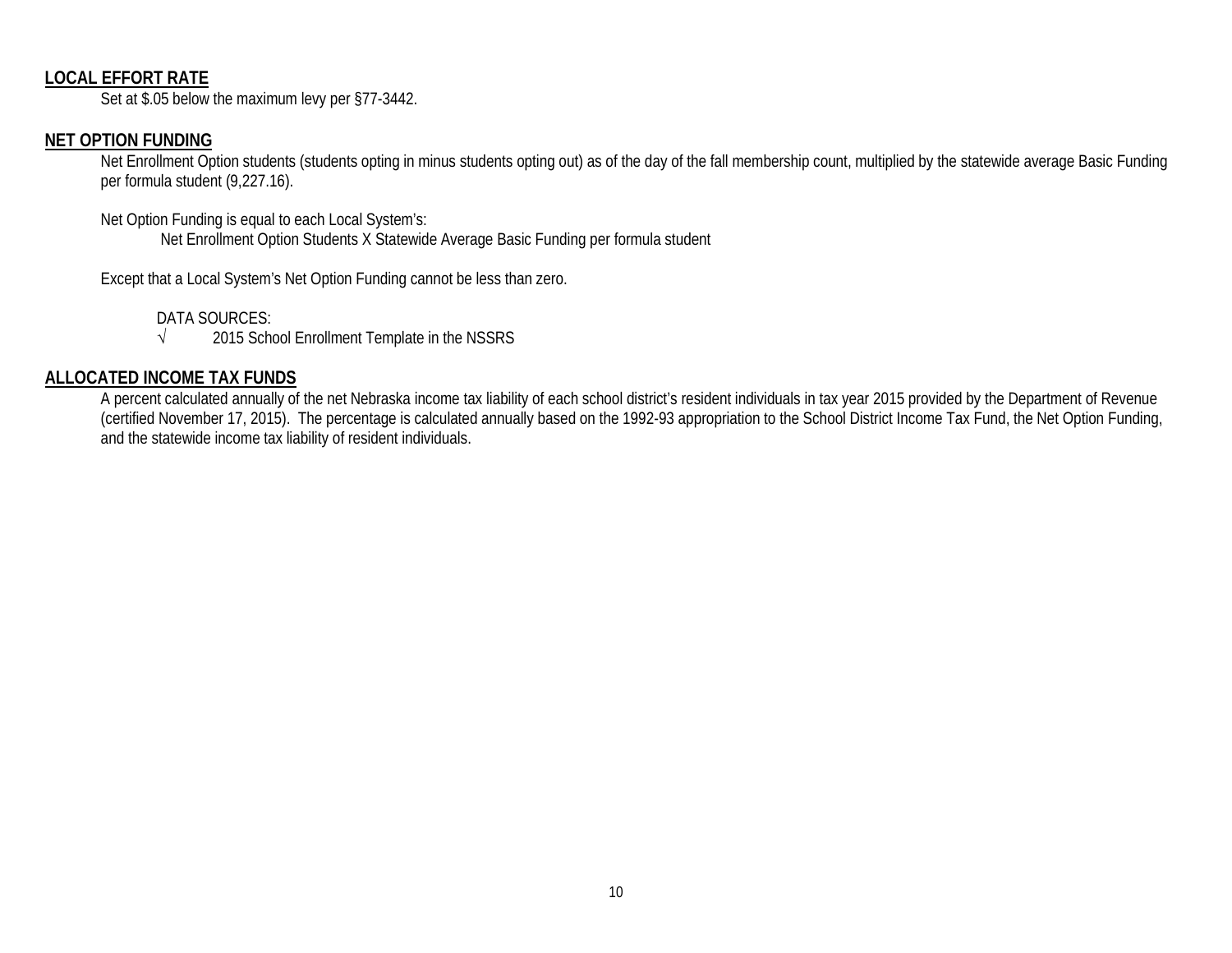## LOCAL EFFORT RATE

Set at $.05 below the maximum levy per §77-3442.

## NET OPTION FUNDING

Net Enrollment Option students (students opting in minus students opting out) as of the day of the fall membership count, multiplied by the statewide average Basic Funding per formula student (9,227.16).

Net Option Funding is equal to each Local System's:

Net Enrollment Option Students X Statewide Average Basic Funding per formula student

Except that a Local System's Net Option Funding cannot be less than zero.

DATA SOURCES:

√ 2015 School Enrollment Template in the NSSRS

## ALLOCATED INCOME TAX FUNDS

A percent calculated annually of the net Nebraska income tax liability of each school district's resident individuals in tax year 2015 provided by the Department of Revenue (certified November 17, 2015). The percentage is calculated annually based on the 1992-93 appropriation to the School District Income Tax Fund, the Net Option Funding, and the statewide income tax liability of resident individuals.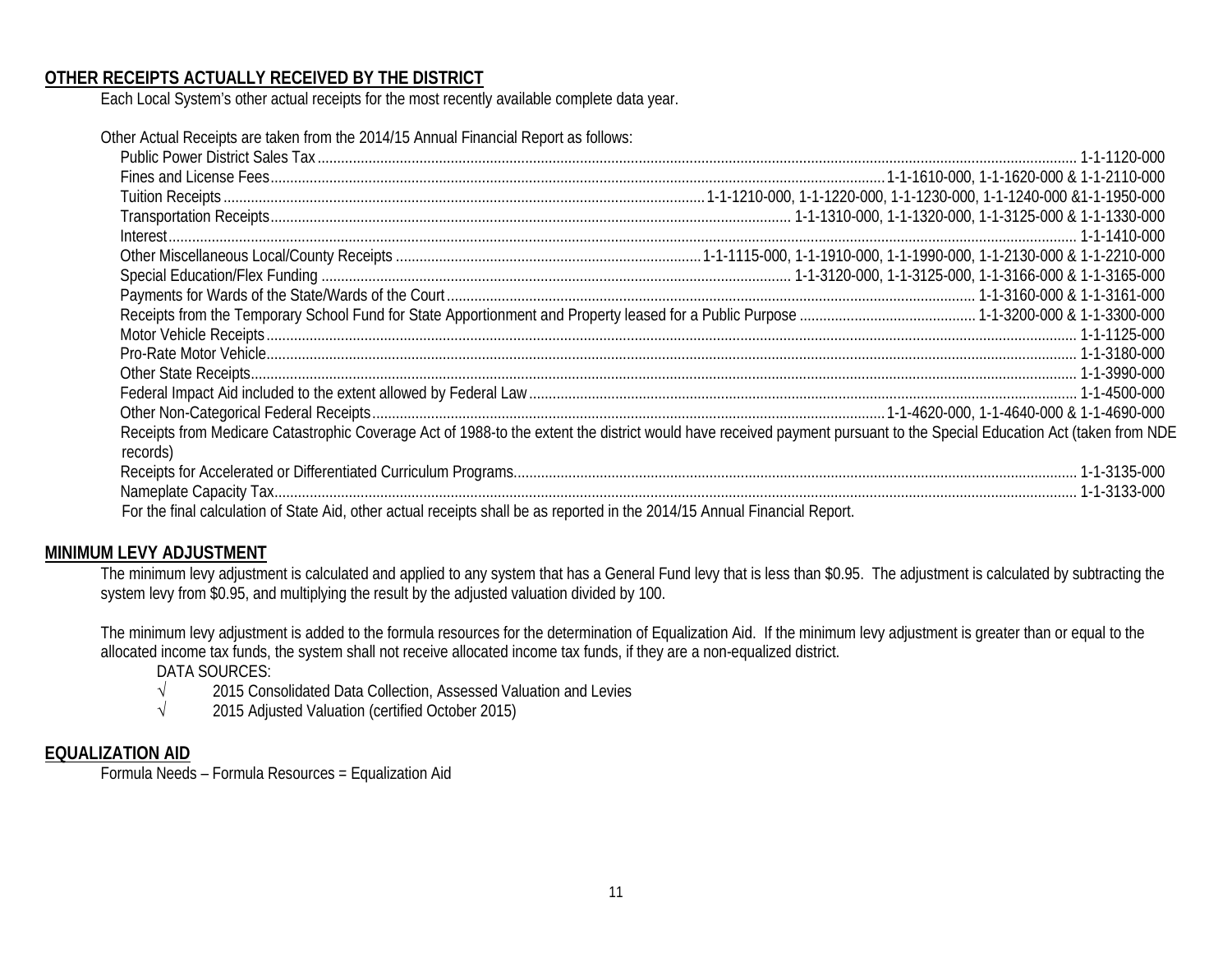## OTHER RECEIPTS ACTUALLY RECEIVED BY THE DISTRICT

Each Local System's other actual receipts for the most recently available complete data year.

Other Actual Receipts are taken from the 2014/15 Annual Financial Report as follows:

- Public Power District Sales Tax .......... 1-1-1120-000
- Fines and License Fees .......... 1-1-1610-000, 1-1-1620-000 & 1-1-2110-000
- Tuition Receipts .......... 1-1-1210-000, 1-1-1220-000, 1-1-1230-000, 1-1-1240-000 &1-1-1950-000
- Transportation Receipts .......... 1-1-1310-000, 1-1-1320-000, 1-1-3125-000 & 1-1-1330-000
- Interest .......... 1-1-1410-000
- Other Miscellaneous Local/County Receipts .......... 1-1-1115-000, 1-1-1910-000, 1-1-1990-000, 1-1-2130-000 & 1-1-2210-000
- Special Education/Flex Funding .......... 1-1-3120-000, 1-1-3125-000, 1-1-3166-000 & 1-1-3165-000
- Payments for Wards of the State/Wards of the Court .......... 1-1-3160-000 & 1-1-3161-000
- Receipts from the Temporary School Fund for State Apportionment and Property leased for a Public Purpose .......... 1-1-3200-000 & 1-1-3300-000
- Motor Vehicle Receipts .......... 1-1-1125-000
- Pro-Rate Motor Vehicle .......... 1-1-3180-000
- Other State Receipts .......... 1-1-3990-000
- Federal Impact Aid included to the extent allowed by Federal Law .......... 1-1-4500-000
- Other Non-Categorical Federal Receipts .......... 1-1-4620-000, 1-1-4640-000 & 1-1-4690-000
- Receipts from Medicare Catastrophic Coverage Act of 1988-to the extent the district would have received payment pursuant to the Special Education Act (taken from NDE records)
- Receipts for Accelerated or Differentiated Curriculum Programs .......... 1-1-3135-000
- Nameplate Capacity Tax .......... 1-1-3133-000

For the final calculation of State Aid, other actual receipts shall be as reported in the 2014/15 Annual Financial Report.

## MINIMUM LEVY ADJUSTMENT

The minimum levy adjustment is calculated and applied to any system that has a General Fund levy that is less than $0.95. The adjustment is calculated by subtracting the system levy from $0.95, and multiplying the result by the adjusted valuation divided by 100.

The minimum levy adjustment is added to the formula resources for the determination of Equalization Aid. If the minimum levy adjustment is greater than or equal to the allocated income tax funds, the system shall not receive allocated income tax funds, if they are a non-equalized district.

DATA SOURCES:

- √ 2015 Consolidated Data Collection, Assessed Valuation and Levies
- √ 2015 Adjusted Valuation (certified October 2015)

## EQUALIZATION AID

Formula Needs – Formula Resources = Equalization Aid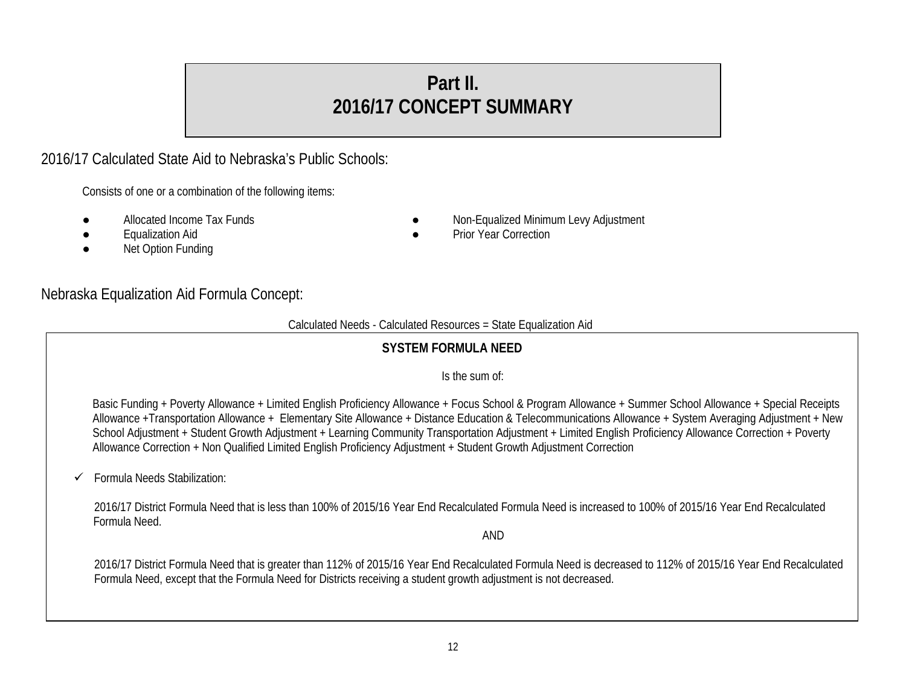# Part II.
# 2016/17 CONCEPT SUMMARY

## 2016/17 Calculated State Aid to Nebraska's Public Schools:

Consists of one or a combination of the following items:

- Allocated Income Tax Funds
- Equalization Aid
- Net Option Funding
- Non-Equalized Minimum Levy Adjustment
- Prior Year Correction

## Nebraska Equalization Aid Formula Concept:

Calculated Needs - Calculated Resources = State Equalization Aid

**SYSTEM FORMULA NEED**

Is the sum of:

Basic Funding + Poverty Allowance + Limited English Proficiency Allowance + Focus School & Program Allowance + Summer School Allowance + Special Receipts Allowance +Transportation Allowance + Elementary Site Allowance + Distance Education & Telecommunications Allowance + System Averaging Adjustment + New School Adjustment + Student Growth Adjustment + Learning Community Transportation Adjustment + Limited English Proficiency Allowance Correction + Poverty Allowance Correction + Non Qualified Limited English Proficiency Adjustment + Student Growth Adjustment Correction

- ✓ Formula Needs Stabilization:

2016/17 District Formula Need that is less than 100% of 2015/16 Year End Recalculated Formula Need is increased to 100% of 2015/16 Year End Recalculated Formula Need.

AND

2016/17 District Formula Need that is greater than 112% of 2015/16 Year End Recalculated Formula Need is decreased to 112% of 2015/16 Year End Recalculated Formula Need, except that the Formula Need for Districts receiving a student growth adjustment is not decreased.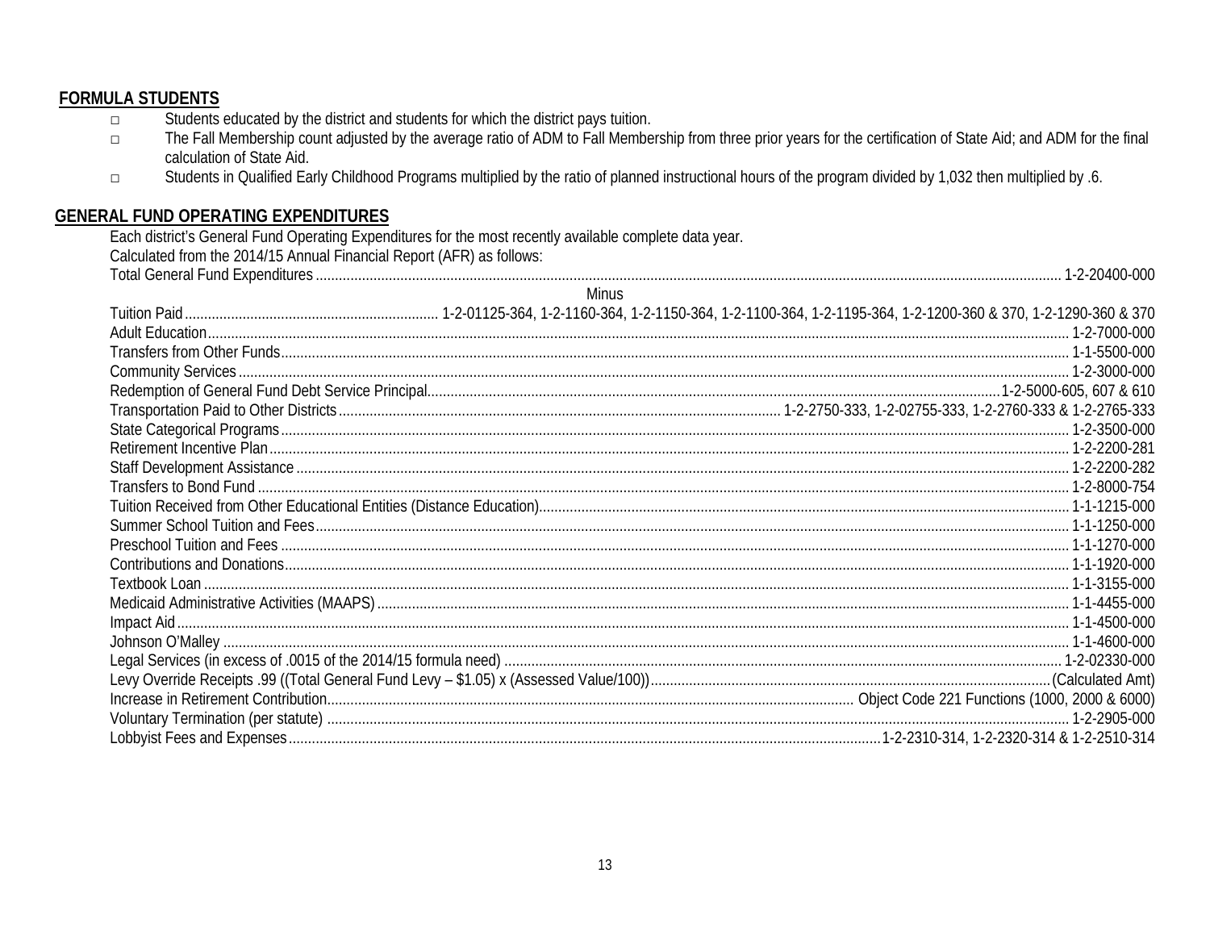## FORMULA STUDENTS

- Students educated by the district and students for which the district pays tuition.
- The Fall Membership count adjusted by the average ratio of ADM to Fall Membership from three prior years for the certification of State Aid; and ADM for the final calculation of State Aid.
- Students in Qualified Early Childhood Programs multiplied by the ratio of planned instructional hours of the program divided by 1,032 then multiplied by .6.

## GENERAL FUND OPERATING EXPENDITURES

Each district's General Fund Operating Expenditures for the most recently available complete data year.
Calculated from the 2014/15 Annual Financial Report (AFR) as follows:

Total General Fund Expenditures .................................................. 1-2-20400-000

Minus

Tuition Paid .................................................. 1-2-01125-364, 1-2-1160-364, 1-2-1150-364, 1-2-1100-364, 1-2-1195-364, 1-2-1200-360 & 370, 1-2-1290-360 & 370
Adult Education .................................................. 1-2-7000-000
Transfers from Other Funds .................................................. 1-1-5500-000
Community Services .................................................. 1-2-3000-000
Redemption of General Fund Debt Service Principal .................................................. 1-2-5000-605, 607 & 610
Transportation Paid to Other Districts .................................................. 1-2-2750-333, 1-2-02755-333, 1-2-2760-333 & 1-2-2765-333
State Categorical Programs .................................................. 1-2-3500-000
Retirement Incentive Plan .................................................. 1-2-2200-281
Staff Development Assistance .................................................. 1-2-2200-282
Transfers to Bond Fund .................................................. 1-2-8000-754
Tuition Received from Other Educational Entities (Distance Education) .................................................. 1-1-1215-000
Summer School Tuition and Fees .................................................. 1-1-1250-000
Preschool Tuition and Fees .................................................. 1-1-1270-000
Contributions and Donations .................................................. 1-1-1920-000
Textbook Loan .................................................. 1-1-3155-000
Medicaid Administrative Activities (MAAPS) .................................................. 1-1-4455-000
Impact Aid .................................................. 1-1-4500-000
Johnson O'Malley .................................................. 1-1-4600-000
Legal Services (in excess of .0015 of the 2014/15 formula need) .................................................. 1-2-02330-000
Levy Override Receipts .99 ((Total General Fund Levy – $1.05) x (Assessed Value/100)) .................................................. (Calculated Amt)
Increase in Retirement Contribution .................................................. Object Code 221 Functions (1000, 2000 & 6000)
Voluntary Termination (per statute) .................................................. 1-2-2905-000
Lobbyist Fees and Expenses .................................................. 1-2-2310-314, 1-2-2320-314 & 1-2-2510-314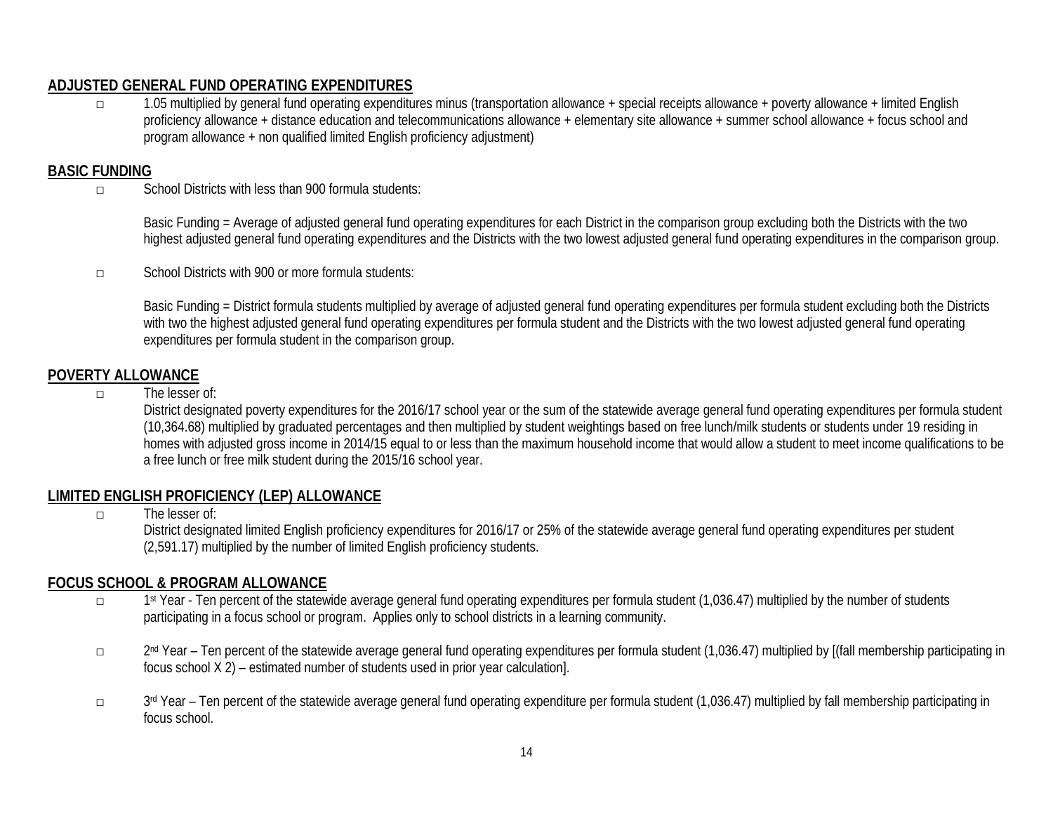## ADJUSTED GENERAL FUND OPERATING EXPENDITURES

- 1.05 multiplied by general fund operating expenditures minus (transportation allowance + special receipts allowance + poverty allowance + limited English proficiency allowance + distance education and telecommunications allowance + elementary site allowance + summer school allowance + focus school and program allowance + non qualified limited English proficiency adjustment)

## BASIC FUNDING

- School Districts with less than 900 formula students:

  Basic Funding = Average of adjusted general fund operating expenditures for each District in the comparison group excluding both the Districts with the two highest adjusted general fund operating expenditures and the Districts with the two lowest adjusted general fund operating expenditures in the comparison group.

- School Districts with 900 or more formula students:

  Basic Funding = District formula students multiplied by average of adjusted general fund operating expenditures per formula student excluding both the Districts with two the highest adjusted general fund operating expenditures per formula student and the Districts with the two lowest adjusted general fund operating expenditures per formula student in the comparison group.

## POVERTY ALLOWANCE

- The lesser of:
  District designated poverty expenditures for the 2016/17 school year or the sum of the statewide average general fund operating expenditures per formula student (10,364.68) multiplied by graduated percentages and then multiplied by student weightings based on free lunch/milk students or students under 19 residing in homes with adjusted gross income in 2014/15 equal to or less than the maximum household income that would allow a student to meet income qualifications to be a free lunch or free milk student during the 2015/16 school year.

## LIMITED ENGLISH PROFICIENCY (LEP) ALLOWANCE

- The lesser of:
  District designated limited English proficiency expenditures for 2016/17 or 25% of the statewide average general fund operating expenditures per student (2,591.17) multiplied by the number of limited English proficiency students.

## FOCUS SCHOOL & PROGRAM ALLOWANCE

- 1st Year - Ten percent of the statewide average general fund operating expenditures per formula student (1,036.47) multiplied by the number of students participating in a focus school or program. Applies only to school districts in a learning community.

- 2nd Year – Ten percent of the statewide average general fund operating expenditures per formula student (1,036.47) multiplied by [(fall membership participating in focus school X 2) – estimated number of students used in prior year calculation].

- 3rd Year – Ten percent of the statewide average general fund operating expenditure per formula student (1,036.47) multiplied by fall membership participating in focus school.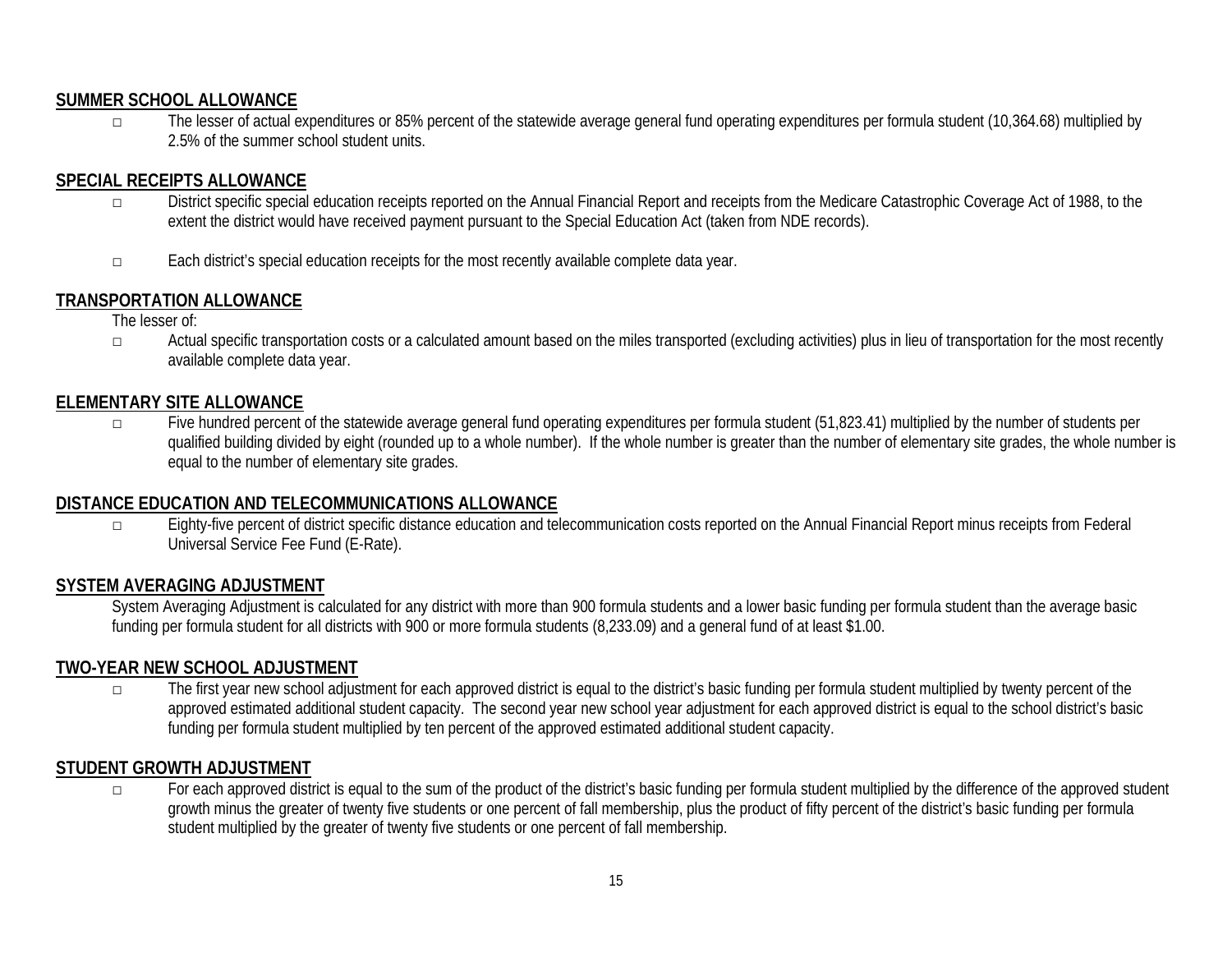## SUMMER SCHOOL ALLOWANCE

- The lesser of actual expenditures or 85% percent of the statewide average general fund operating expenditures per formula student (10,364.68) multiplied by 2.5% of the summer school student units.

## SPECIAL RECEIPTS ALLOWANCE

- District specific special education receipts reported on the Annual Financial Report and receipts from the Medicare Catastrophic Coverage Act of 1988, to the extent the district would have received payment pursuant to the Special Education Act (taken from NDE records).

- Each district's special education receipts for the most recently available complete data year.

## TRANSPORTATION ALLOWANCE

The lesser of:

- Actual specific transportation costs or a calculated amount based on the miles transported (excluding activities) plus in lieu of transportation for the most recently available complete data year.

## ELEMENTARY SITE ALLOWANCE

- Five hundred percent of the statewide average general fund operating expenditures per formula student (51,823.41) multiplied by the number of students per qualified building divided by eight (rounded up to a whole number). If the whole number is greater than the number of elementary site grades, the whole number is equal to the number of elementary site grades.

## DISTANCE EDUCATION AND TELECOMMUNICATIONS ALLOWANCE

- Eighty-five percent of district specific distance education and telecommunication costs reported on the Annual Financial Report minus receipts from Federal Universal Service Fee Fund (E-Rate).

## SYSTEM AVERAGING ADJUSTMENT

System Averaging Adjustment is calculated for any district with more than 900 formula students and a lower basic funding per formula student than the average basic funding per formula student for all districts with 900 or more formula students (8,233.09) and a general fund of at least $1.00.

## TWO-YEAR NEW SCHOOL ADJUSTMENT

- The first year new school adjustment for each approved district is equal to the district's basic funding per formula student multiplied by twenty percent of the approved estimated additional student capacity. The second year new school year adjustment for each approved district is equal to the school district's basic funding per formula student multiplied by ten percent of the approved estimated additional student capacity.

## STUDENT GROWTH ADJUSTMENT

- For each approved district is equal to the sum of the product of the district's basic funding per formula student multiplied by the difference of the approved student growth minus the greater of twenty five students or one percent of fall membership, plus the product of fifty percent of the district's basic funding per formula student multiplied by the greater of twenty five students or one percent of fall membership.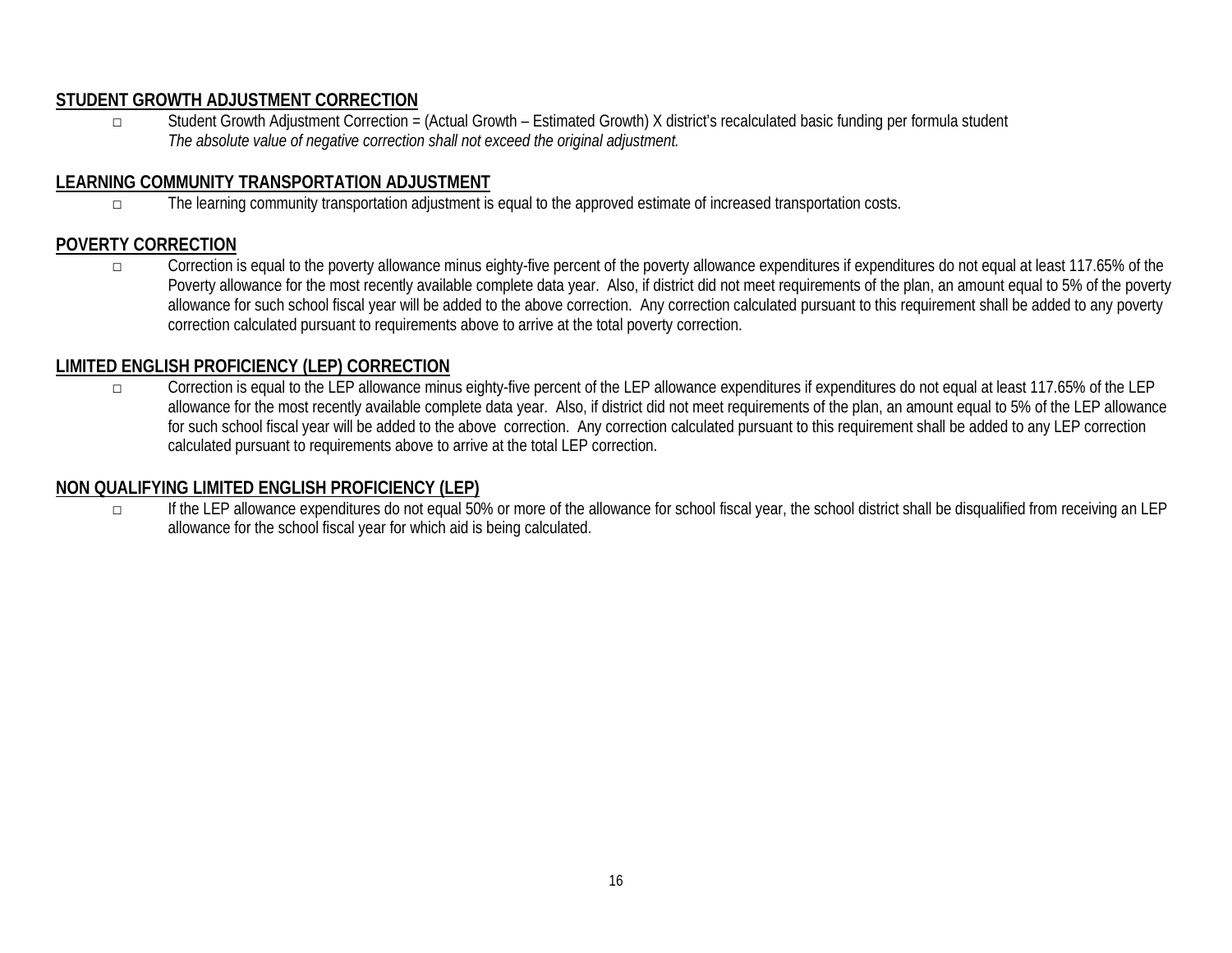## STUDENT GROWTH ADJUSTMENT CORRECTION

- Student Growth Adjustment Correction = (Actual Growth – Estimated Growth) X district's recalculated basic funding per formula student
  *The absolute value of negative correction shall not exceed the original adjustment.*

## LEARNING COMMUNITY TRANSPORTATION ADJUSTMENT

- The learning community transportation adjustment is equal to the approved estimate of increased transportation costs.

## POVERTY CORRECTION

- Correction is equal to the poverty allowance minus eighty-five percent of the poverty allowance expenditures if expenditures do not equal at least 117.65% of the Poverty allowance for the most recently available complete data year. Also, if district did not meet requirements of the plan, an amount equal to 5% of the poverty allowance for such school fiscal year will be added to the above correction. Any correction calculated pursuant to this requirement shall be added to any poverty correction calculated pursuant to requirements above to arrive at the total poverty correction.

## LIMITED ENGLISH PROFICIENCY (LEP) CORRECTION

- Correction is equal to the LEP allowance minus eighty-five percent of the LEP allowance expenditures if expenditures do not equal at least 117.65% of the LEP allowance for the most recently available complete data year. Also, if district did not meet requirements of the plan, an amount equal to 5% of the LEP allowance for such school fiscal year will be added to the above correction. Any correction calculated pursuant to this requirement shall be added to any LEP correction calculated pursuant to requirements above to arrive at the total LEP correction.

## NON QUALIFYING LIMITED ENGLISH PROFICIENCY (LEP)

- If the LEP allowance expenditures do not equal 50% or more of the allowance for school fiscal year, the school district shall be disqualified from receiving an LEP allowance for the school fiscal year for which aid is being calculated.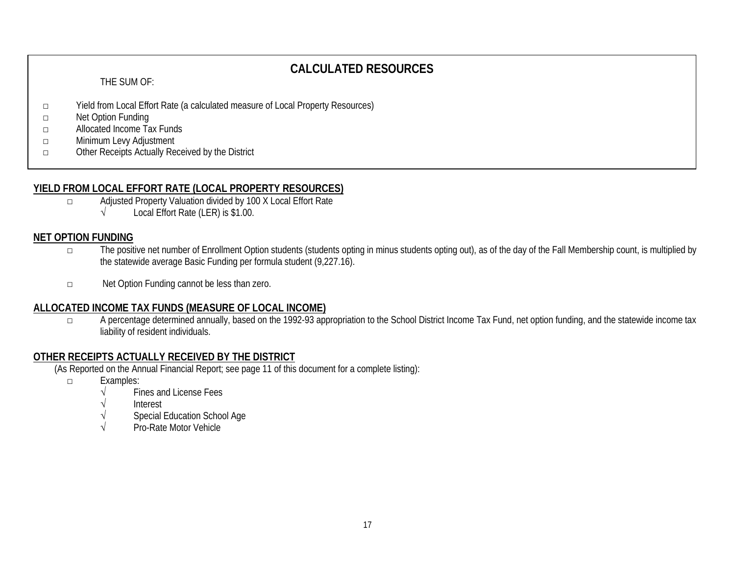## CALCULATED RESOURCES

THE SUM OF:

- Yield from Local Effort Rate (a calculated measure of Local Property Resources)
- Net Option Funding
- Allocated Income Tax Funds
- Minimum Levy Adjustment
- Other Receipts Actually Received by the District

### YIELD FROM LOCAL EFFORT RATE (LOCAL PROPERTY RESOURCES)

- Adjusted Property Valuation divided by 100 X Local Effort Rate
  - √ Local Effort Rate (LER) is $1.00.

### NET OPTION FUNDING

- The positive net number of Enrollment Option students (students opting in minus students opting out), as of the day of the Fall Membership count, is multiplied by the statewide average Basic Funding per formula student (9,227.16).
- Net Option Funding cannot be less than zero.

### ALLOCATED INCOME TAX FUNDS (MEASURE OF LOCAL INCOME)

- A percentage determined annually, based on the 1992-93 appropriation to the School District Income Tax Fund, net option funding, and the statewide income tax liability of resident individuals.

### OTHER RECEIPTS ACTUALLY RECEIVED BY THE DISTRICT

(As Reported on the Annual Financial Report; see page 11 of this document for a complete listing):

- Examples:
  - √ Fines and License Fees
  - √ Interest
  - √ Special Education School Age
  - √ Pro-Rate Motor Vehicle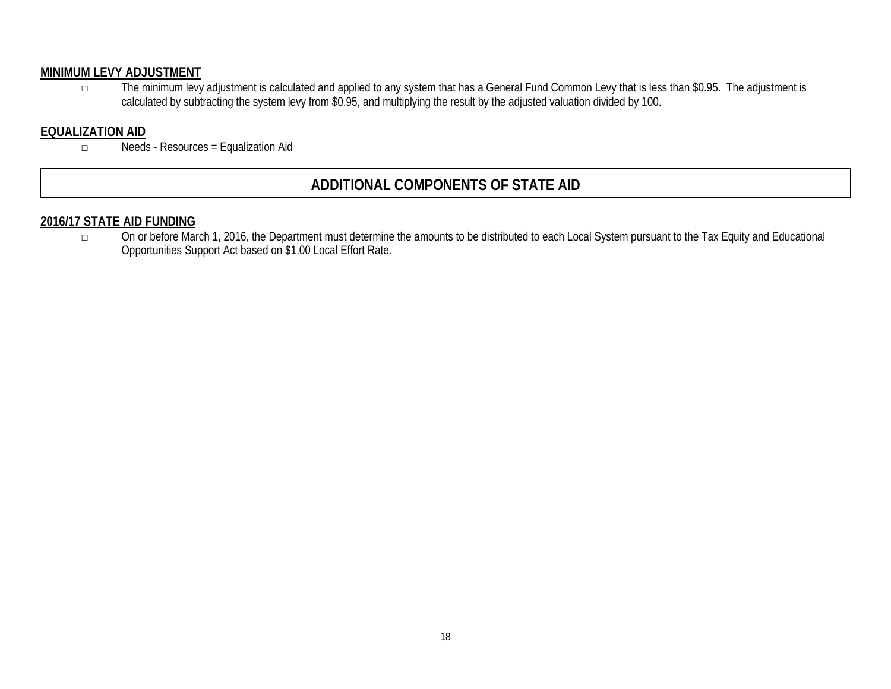## MINIMUM LEVY ADJUSTMENT

- The minimum levy adjustment is calculated and applied to any system that has a General Fund Common Levy that is less than $0.95. The adjustment is calculated by subtracting the system levy from $0.95, and multiplying the result by the adjusted valuation divided by 100.

## EQUALIZATION AID

- Needs - Resources = Equalization Aid

# ADDITIONAL COMPONENTS OF STATE AID

## 2016/17 STATE AID FUNDING

- On or before March 1, 2016, the Department must determine the amounts to be distributed to each Local System pursuant to the Tax Equity and Educational Opportunities Support Act based on $1.00 Local Effort Rate.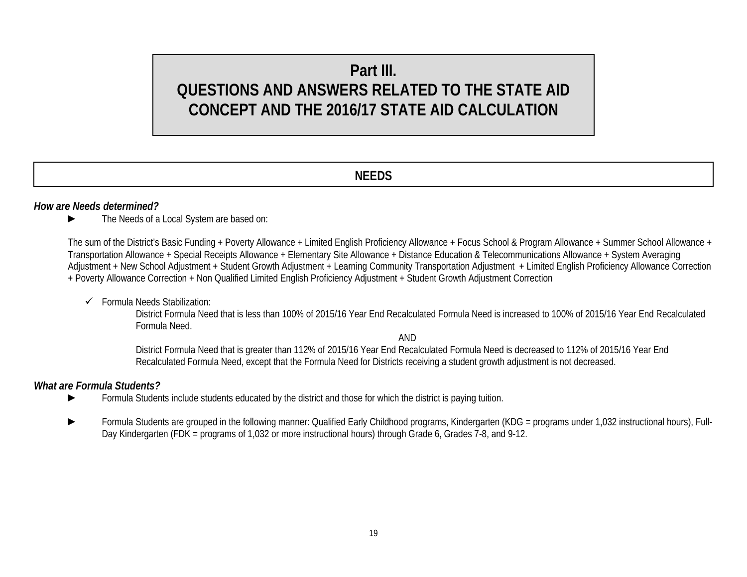# Part III.
# QUESTIONS AND ANSWERS RELATED TO THE STATE AID CONCEPT AND THE 2016/17 STATE AID CALCULATION

## NEEDS

***How are Needs determined?***

- The Needs of a Local System are based on:

  The sum of the District's Basic Funding + Poverty Allowance + Limited English Proficiency Allowance + Focus School & Program Allowance + Summer School Allowance + Transportation Allowance + Special Receipts Allowance + Elementary Site Allowance + Distance Education & Telecommunications Allowance + System Averaging Adjustment + New School Adjustment + Student Growth Adjustment + Learning Community Transportation Adjustment + Limited English Proficiency Allowance Correction + Poverty Allowance Correction + Non Qualified Limited English Proficiency Adjustment + Student Growth Adjustment Correction

  - ✓ Formula Needs Stabilization:

    District Formula Need that is less than 100% of 2015/16 Year End Recalculated Formula Need is increased to 100% of 2015/16 Year End Recalculated Formula Need.

    AND

    District Formula Need that is greater than 112% of 2015/16 Year End Recalculated Formula Need is decreased to 112% of 2015/16 Year End Recalculated Formula Need, except that the Formula Need for Districts receiving a student growth adjustment is not decreased.

***What are Formula Students?***

- Formula Students include students educated by the district and those for which the district is paying tuition.

- Formula Students are grouped in the following manner: Qualified Early Childhood programs, Kindergarten (KDG = programs under 1,032 instructional hours), Full-Day Kindergarten (FDK = programs of 1,032 or more instructional hours) through Grade 6, Grades 7-8, and 9-12.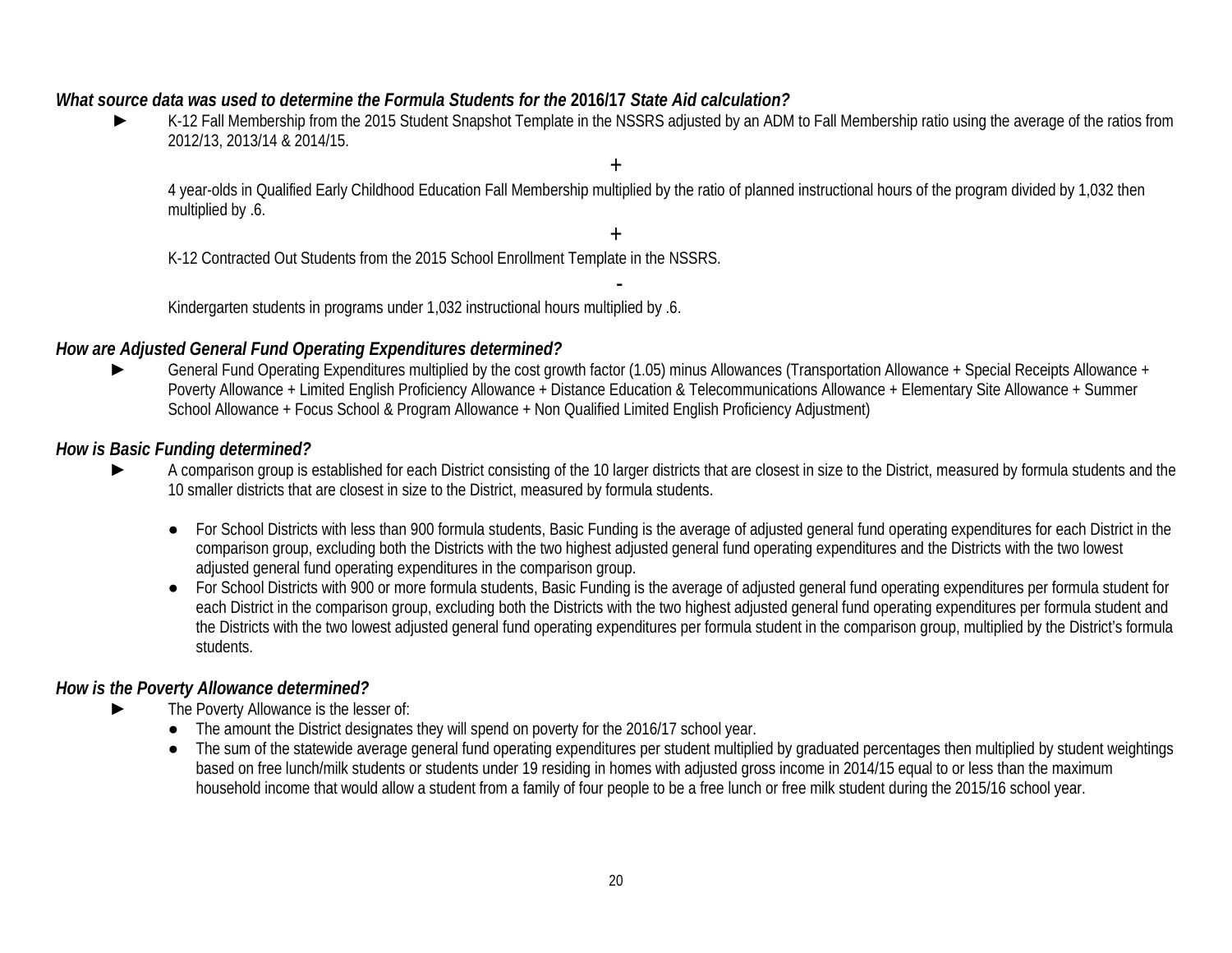### *What source data was used to determine the Formula Students for the* **2016/17** *State Aid calculation?*

- K-12 Fall Membership from the 2015 Student Snapshot Template in the NSSRS adjusted by an ADM to Fall Membership ratio using the average of the ratios from 2012/13, 2013/14 & 2014/15.

  +

  4 year-olds in Qualified Early Childhood Education Fall Membership multiplied by the ratio of planned instructional hours of the program divided by 1,032 then multiplied by .6.

  +

  K-12 Contracted Out Students from the 2015 School Enrollment Template in the NSSRS.

  -

  Kindergarten students in programs under 1,032 instructional hours multiplied by .6.

### *How are Adjusted General Fund Operating Expenditures determined?*

- General Fund Operating Expenditures multiplied by the cost growth factor (1.05) minus Allowances (Transportation Allowance + Special Receipts Allowance + Poverty Allowance + Limited English Proficiency Allowance + Distance Education & Telecommunications Allowance + Elementary Site Allowance + Summer School Allowance + Focus School & Program Allowance + Non Qualified Limited English Proficiency Adjustment)

### *How is Basic Funding determined?*

- A comparison group is established for each District consisting of the 10 larger districts that are closest in size to the District, measured by formula students and the 10 smaller districts that are closest in size to the District, measured by formula students.
  - For School Districts with less than 900 formula students, Basic Funding is the average of adjusted general fund operating expenditures for each District in the comparison group, excluding both the Districts with the two highest adjusted general fund operating expenditures and the Districts with the two lowest adjusted general fund operating expenditures in the comparison group.
  - For School Districts with 900 or more formula students, Basic Funding is the average of adjusted general fund operating expenditures per formula student for each District in the comparison group, excluding both the Districts with the two highest adjusted general fund operating expenditures per formula student and the Districts with the two lowest adjusted general fund operating expenditures per formula student in the comparison group, multiplied by the District's formula students.

### *How is the Poverty Allowance determined?*

- The Poverty Allowance is the lesser of:
  - The amount the District designates they will spend on poverty for the 2016/17 school year.
  - The sum of the statewide average general fund operating expenditures per student multiplied by graduated percentages then multiplied by student weightings based on free lunch/milk students or students under 19 residing in homes with adjusted gross income in 2014/15 equal to or less than the maximum household income that would allow a student from a family of four people to be a free lunch or free milk student during the 2015/16 school year.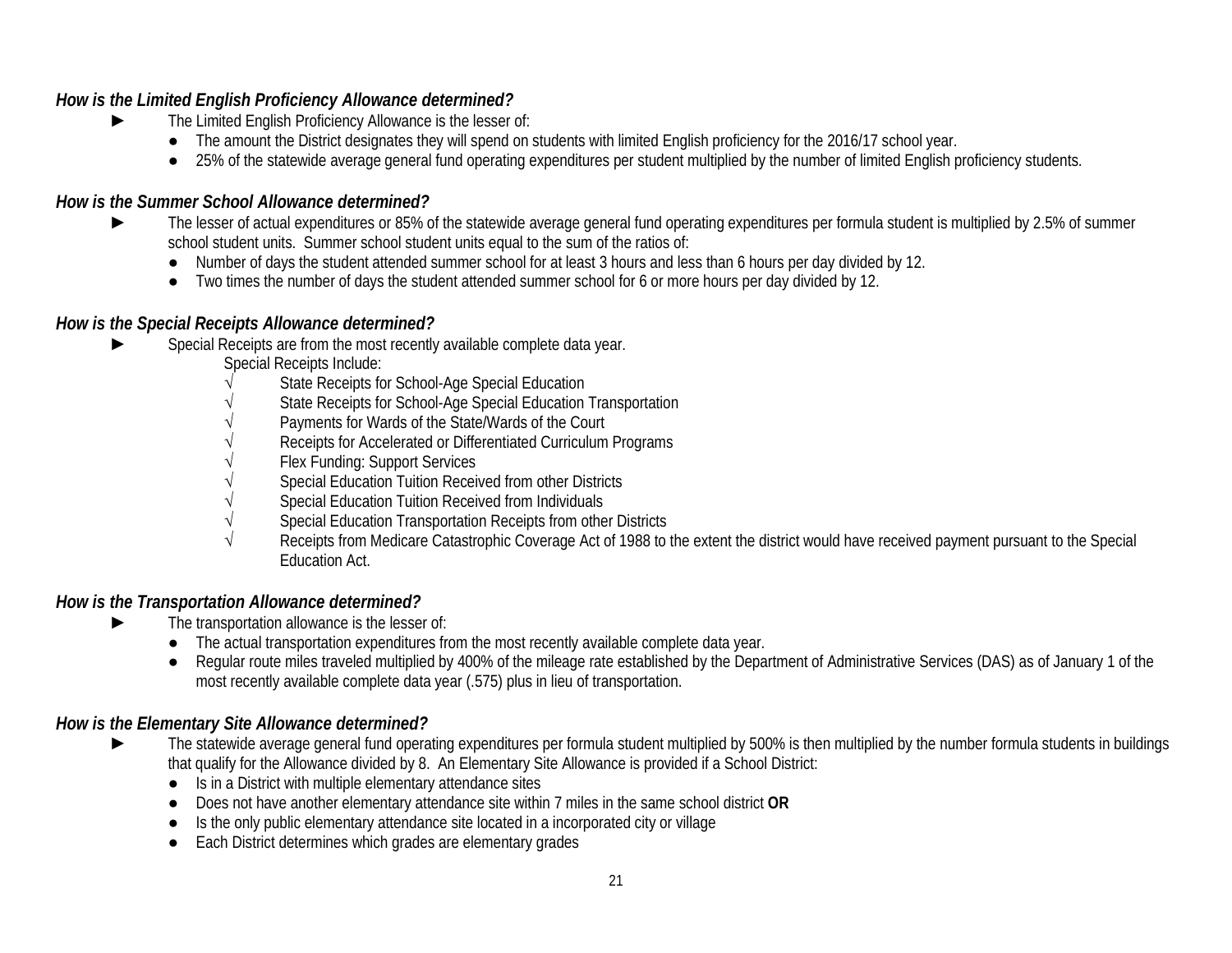### *How is the Limited English Proficiency Allowance determined?*

- ► The Limited English Proficiency Allowance is the lesser of:
  - The amount the District designates they will spend on students with limited English proficiency for the 2016/17 school year.
  - 25% of the statewide average general fund operating expenditures per student multiplied by the number of limited English proficiency students.

### *How is the Summer School Allowance determined?*

- ► The lesser of actual expenditures or 85% of the statewide average general fund operating expenditures per formula student is multiplied by 2.5% of summer school student units. Summer school student units equal to the sum of the ratios of:
  - Number of days the student attended summer school for at least 3 hours and less than 6 hours per day divided by 12.
  - Two times the number of days the student attended summer school for 6 or more hours per day divided by 12.

### *How is the Special Receipts Allowance determined?*

- ► Special Receipts are from the most recently available complete data year.

  Special Receipts Include:
  - √ State Receipts for School-Age Special Education
  - √ State Receipts for School-Age Special Education Transportation
  - √ Payments for Wards of the State/Wards of the Court
  - √ Receipts for Accelerated or Differentiated Curriculum Programs
  - √ Flex Funding: Support Services
  - √ Special Education Tuition Received from other Districts
  - √ Special Education Tuition Received from Individuals
  - √ Special Education Transportation Receipts from other Districts
  - √ Receipts from Medicare Catastrophic Coverage Act of 1988 to the extent the district would have received payment pursuant to the Special Education Act.

### *How is the Transportation Allowance determined?*

- ► The transportation allowance is the lesser of:
  - The actual transportation expenditures from the most recently available complete data year.
  - Regular route miles traveled multiplied by 400% of the mileage rate established by the Department of Administrative Services (DAS) as of January 1 of the most recently available complete data year (.575) plus in lieu of transportation.

### *How is the Elementary Site Allowance determined?*

- ► The statewide average general fund operating expenditures per formula student multiplied by 500% is then multiplied by the number formula students in buildings that qualify for the Allowance divided by 8. An Elementary Site Allowance is provided if a School District:
  - Is in a District with multiple elementary attendance sites
  - Does not have another elementary attendance site within 7 miles in the same school district **OR**
  - Is the only public elementary attendance site located in a incorporated city or village
  - Each District determines which grades are elementary grades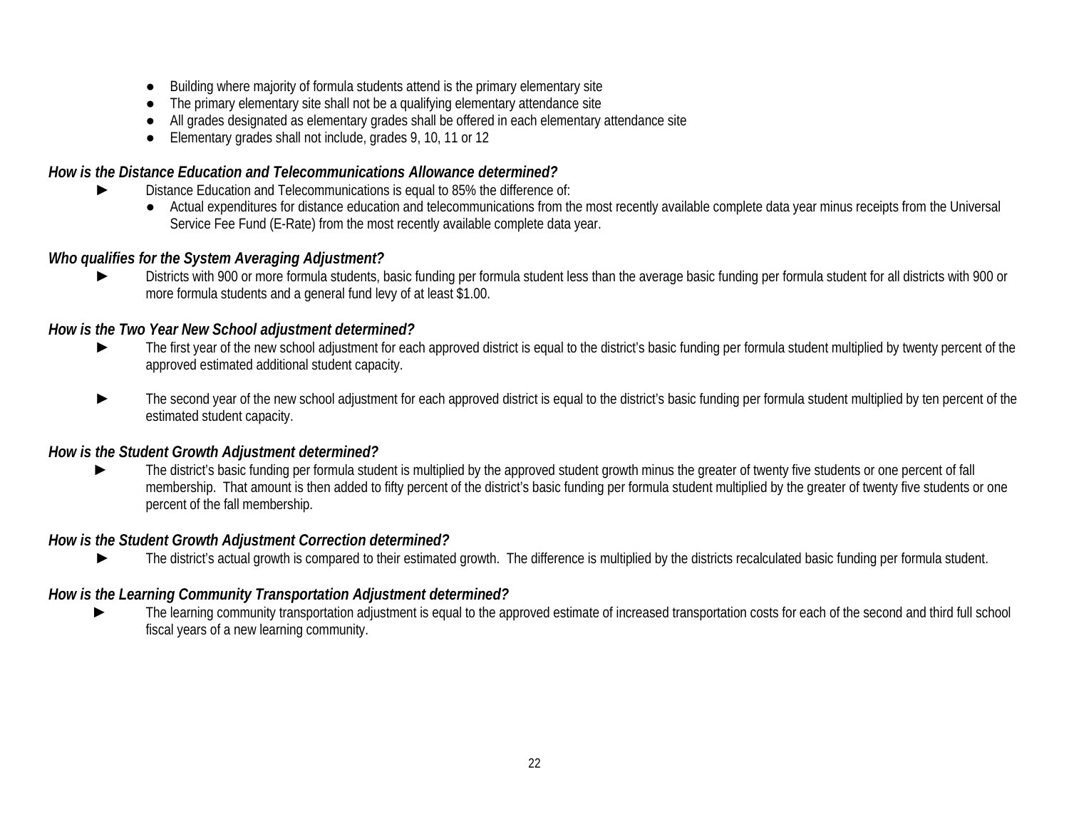- Building where majority of formula students attend is the primary elementary site
- The primary elementary site shall not be a qualifying elementary attendance site
- All grades designated as elementary grades shall be offered in each elementary attendance site
- Elementary grades shall not include, grades 9, 10, 11 or 12

### *How is the Distance Education and Telecommunications Allowance determined?*

- ► Distance Education and Telecommunications is equal to 85% the difference of:
  - Actual expenditures for distance education and telecommunications from the most recently available complete data year minus receipts from the Universal Service Fee Fund (E-Rate) from the most recently available complete data year.

### *Who qualifies for the System Averaging Adjustment?*

- ► Districts with 900 or more formula students, basic funding per formula student less than the average basic funding per formula student for all districts with 900 or more formula students and a general fund levy of at least $1.00.

### *How is the Two Year New School adjustment determined?*

- ► The first year of the new school adjustment for each approved district is equal to the district's basic funding per formula student multiplied by twenty percent of the approved estimated additional student capacity.

- ► The second year of the new school adjustment for each approved district is equal to the district's basic funding per formula student multiplied by ten percent of the estimated student capacity.

### *How is the Student Growth Adjustment determined?*

- ► The district's basic funding per formula student is multiplied by the approved student growth minus the greater of twenty five students or one percent of fall membership. That amount is then added to fifty percent of the district's basic funding per formula student multiplied by the greater of twenty five students or one percent of the fall membership.

### *How is the Student Growth Adjustment Correction determined?*

- ► The district's actual growth is compared to their estimated growth. The difference is multiplied by the districts recalculated basic funding per formula student.

### *How is the Learning Community Transportation Adjustment determined?*

- ► The learning community transportation adjustment is equal to the approved estimate of increased transportation costs for each of the second and third full school fiscal years of a new learning community.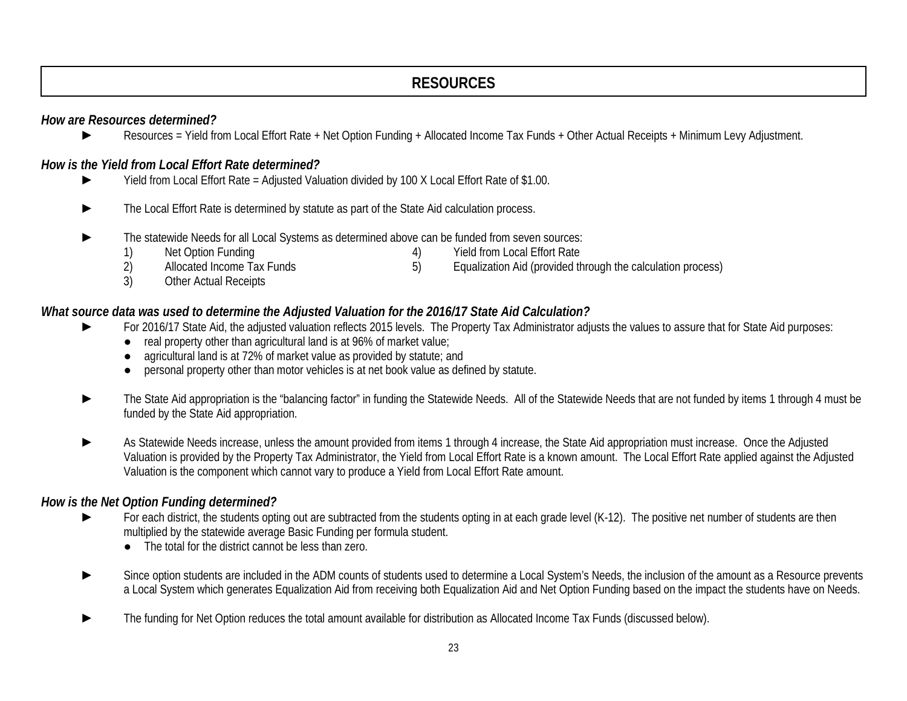# RESOURCES

***How are Resources determined?***

- ► Resources = Yield from Local Effort Rate + Net Option Funding + Allocated Income Tax Funds + Other Actual Receipts + Minimum Levy Adjustment.

***How is the Yield from Local Effort Rate determined?***

- ► Yield from Local Effort Rate = Adjusted Valuation divided by 100 X Local Effort Rate of $1.00.
- ► The Local Effort Rate is determined by statute as part of the State Aid calculation process.
- ► The statewide Needs for all Local Systems as determined above can be funded from seven sources:
  1) Net Option Funding
  2) Allocated Income Tax Funds
  3) Other Actual Receipts
  4) Yield from Local Effort Rate
  5) Equalization Aid (provided through the calculation process)

***What source data was used to determine the Adjusted Valuation for the 2016/17 State Aid Calculation?***

- ► For 2016/17 State Aid, the adjusted valuation reflects 2015 levels. The Property Tax Administrator adjusts the values to assure that for State Aid purposes:
  - real property other than agricultural land is at 96% of market value;
  - agricultural land is at 72% of market value as provided by statute; and
  - personal property other than motor vehicles is at net book value as defined by statute.
- ► The State Aid appropriation is the "balancing factor" in funding the Statewide Needs. All of the Statewide Needs that are not funded by items 1 through 4 must be funded by the State Aid appropriation.
- ► As Statewide Needs increase, unless the amount provided from items 1 through 4 increase, the State Aid appropriation must increase. Once the Adjusted Valuation is provided by the Property Tax Administrator, the Yield from Local Effort Rate is a known amount. The Local Effort Rate applied against the Adjusted Valuation is the component which cannot vary to produce a Yield from Local Effort Rate amount.

***How is the Net Option Funding determined?***

- ► For each district, the students opting out are subtracted from the students opting in at each grade level (K-12). The positive net number of students are then multiplied by the statewide average Basic Funding per formula student.
  - The total for the district cannot be less than zero.
- ► Since option students are included in the ADM counts of students used to determine a Local System's Needs, the inclusion of the amount as a Resource prevents a Local System which generates Equalization Aid from receiving both Equalization Aid and Net Option Funding based on the impact the students have on Needs.
- ► The funding for Net Option reduces the total amount available for distribution as Allocated Income Tax Funds (discussed below).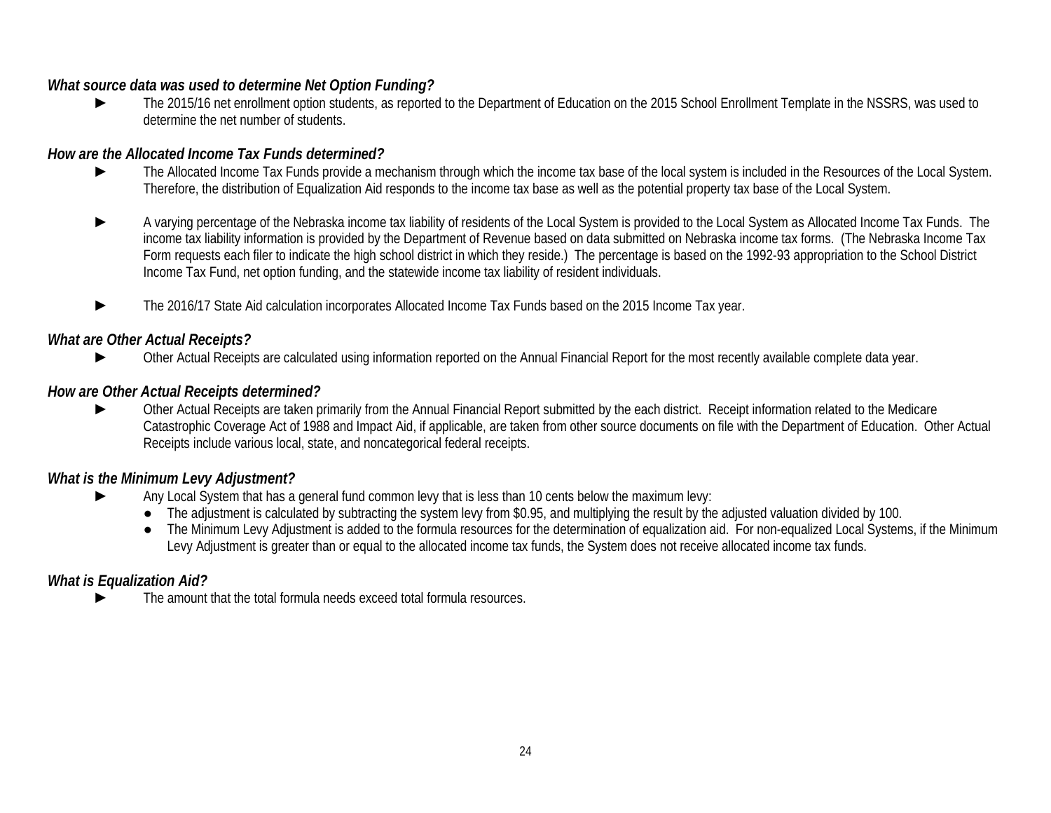***What source data was used to determine Net Option Funding?***

- The 2015/16 net enrollment option students, as reported to the Department of Education on the 2015 School Enrollment Template in the NSSRS, was used to determine the net number of students.

***How are the Allocated Income Tax Funds determined?***

- The Allocated Income Tax Funds provide a mechanism through which the income tax base of the local system is included in the Resources of the Local System. Therefore, the distribution of Equalization Aid responds to the income tax base as well as the potential property tax base of the Local System.

- A varying percentage of the Nebraska income tax liability of residents of the Local System is provided to the Local System as Allocated Income Tax Funds. The income tax liability information is provided by the Department of Revenue based on data submitted on Nebraska income tax forms. (The Nebraska Income Tax Form requests each filer to indicate the high school district in which they reside.) The percentage is based on the 1992-93 appropriation to the School District Income Tax Fund, net option funding, and the statewide income tax liability of resident individuals.

- The 2016/17 State Aid calculation incorporates Allocated Income Tax Funds based on the 2015 Income Tax year.

***What are Other Actual Receipts?***

- Other Actual Receipts are calculated using information reported on the Annual Financial Report for the most recently available complete data year.

***How are Other Actual Receipts determined?***

- Other Actual Receipts are taken primarily from the Annual Financial Report submitted by the each district. Receipt information related to the Medicare Catastrophic Coverage Act of 1988 and Impact Aid, if applicable, are taken from other source documents on file with the Department of Education. Other Actual Receipts include various local, state, and noncategorical federal receipts.

***What is the Minimum Levy Adjustment?***

- Any Local System that has a general fund common levy that is less than 10 cents below the maximum levy:
  - The adjustment is calculated by subtracting the system levy from $0.95, and multiplying the result by the adjusted valuation divided by 100.
  - The Minimum Levy Adjustment is added to the formula resources for the determination of equalization aid. For non-equalized Local Systems, if the Minimum Levy Adjustment is greater than or equal to the allocated income tax funds, the System does not receive allocated income tax funds.

***What is Equalization Aid?***

- The amount that the total formula needs exceed total formula resources.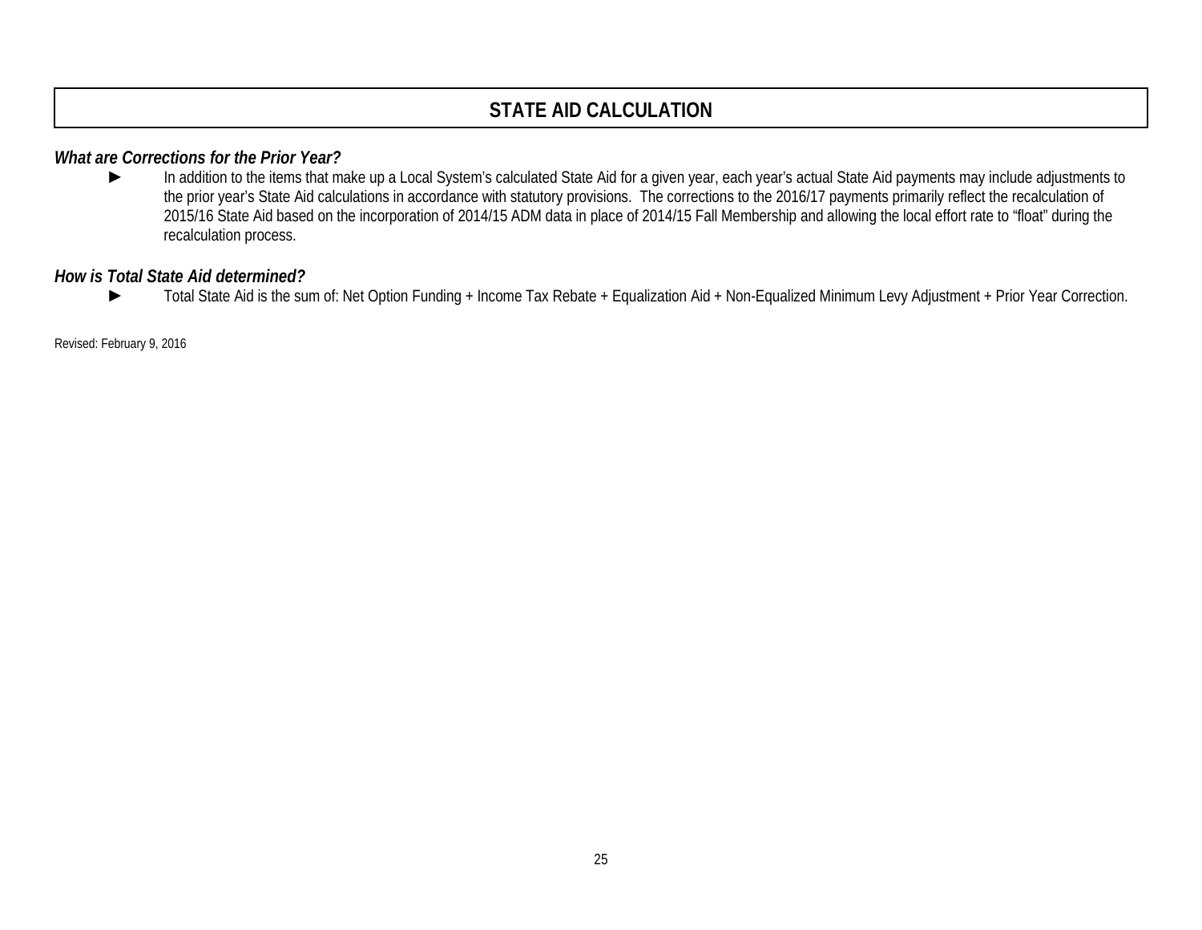# STATE AID CALCULATION

***What are Corrections for the Prior Year?***

- In addition to the items that make up a Local System's calculated State Aid for a given year, each year's actual State Aid payments may include adjustments to the prior year's State Aid calculations in accordance with statutory provisions. The corrections to the 2016/17 payments primarily reflect the recalculation of 2015/16 State Aid based on the incorporation of 2014/15 ADM data in place of 2014/15 Fall Membership and allowing the local effort rate to "float" during the recalculation process.

***How is Total State Aid determined?***

- Total State Aid is the sum of: Net Option Funding + Income Tax Rebate + Equalization Aid + Non-Equalized Minimum Levy Adjustment + Prior Year Correction.

Revised: February 9, 2016